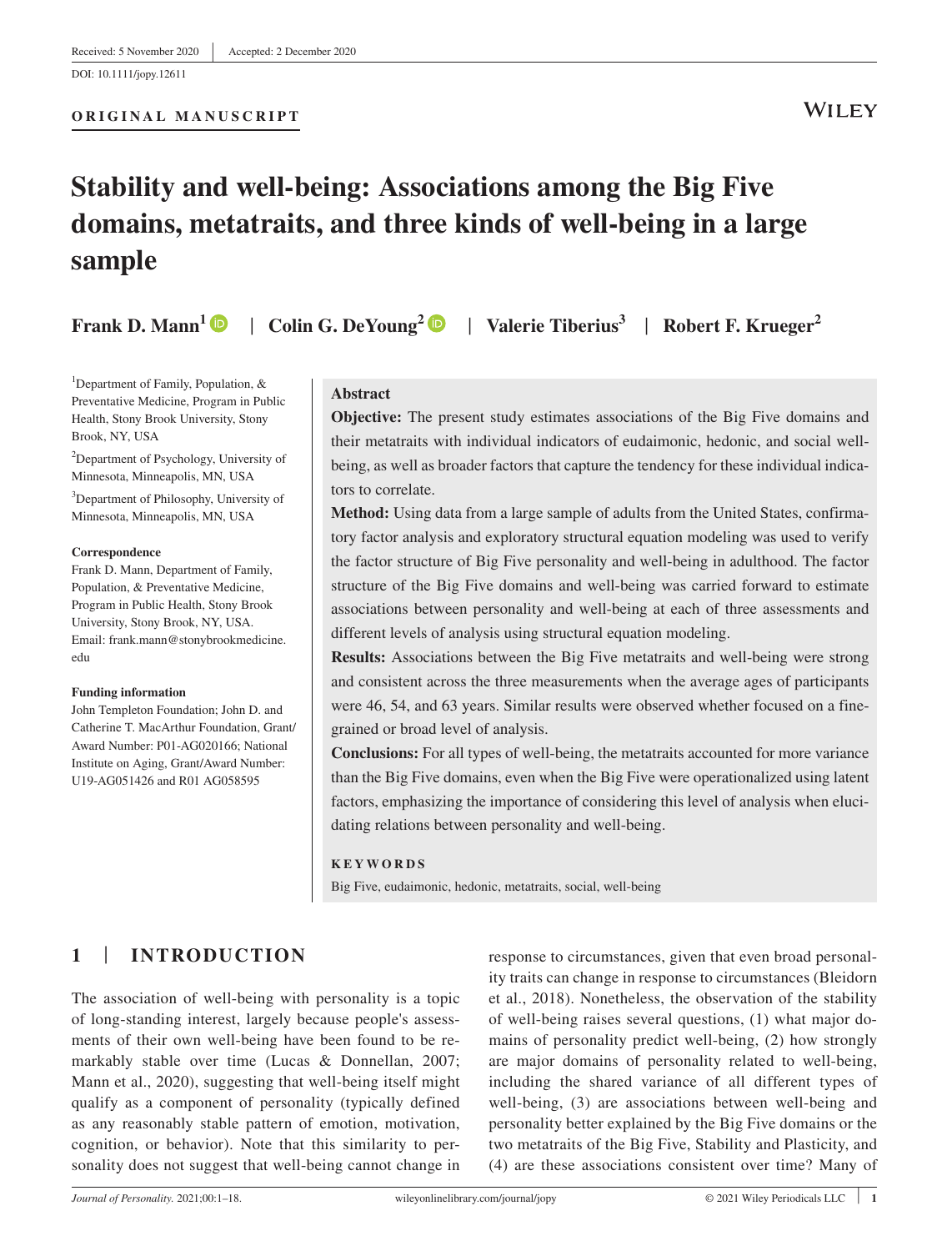Received: 5 November 2020 | Accepted: 2 December 2020

DOI: 10.1111/jopy.12611

**ORIGINAL MANUSCRIPT**

# Stability and well-being: Associations among the Big Five domains, metatraits, and three kinds of well-being in a large sample

**Frank D. Mann**[1] | **Colin G. DeYoung**[2] | **Valerie Tiberius**[3] | **Robert F. Krueger**[2]

[1]Department of Family, Population, & Preventative Medicine, Program in Public Health, Stony Brook University, Stony Brook, NY, USA

[2]Department of Psychology, University of Minnesota, Minneapolis, MN, USA

[3]Department of Philosophy, University of Minnesota, Minneapolis, MN, USA

**Correspondence**
Frank D. Mann, Department of Family, Population, & Preventative Medicine, Program in Public Health, Stony Brook University, Stony Brook, NY, USA.
Email: frank.mann@stonybrookmedicine.edu

**Funding information**
John Templeton Foundation; John D. and Catherine T. MacArthur Foundation, Grant/Award Number: P01-AG020166; National Institute on Aging, Grant/Award Number: U19-AG051426 and R01 AG058595

## Abstract

**Objective:** The present study estimates associations of the Big Five domains and their metatraits with individual indicators of eudaimonic, hedonic, and social well-being, as well as broader factors that capture the tendency for these individual indicators to correlate.

**Method:** Using data from a large sample of adults from the United States, confirmatory factor analysis and exploratory structural equation modeling was used to verify the factor structure of Big Five personality and well-being in adulthood. The factor structure of the Big Five domains and well-being was carried forward to estimate associations between personality and well-being at each of three assessments and different levels of analysis using structural equation modeling.

**Results:** Associations between the Big Five metatraits and well-being were strong and consistent across the three measurements when the average ages of participants were 46, 54, and 63 years. Similar results were observed whether focused on a fine-grained or broad level of analysis.

**Conclusions:** For all types of well-being, the metatraits accounted for more variance than the Big Five domains, even when the Big Five were operationalized using latent factors, emphasizing the importance of considering this level of analysis when elucidating relations between personality and well-being.

**KEYWORDS**

Big Five, eudaimonic, hedonic, metatraits, social, well-being

## 1 | INTRODUCTION

The association of well-being with personality is a topic of long-standing interest, largely because people's assessments of their own well-being have been found to be remarkably stable over time (Lucas & Donnellan, 2007; Mann et al., 2020), suggesting that well-being itself might qualify as a component of personality (typically defined as any reasonably stable pattern of emotion, motivation, cognition, or behavior). Note that this similarity to personality does not suggest that well-being cannot change in response to circumstances, given that even broad personality traits can change in response to circumstances (Bleidorn et al., 2018). Nonetheless, the observation of the stability of well-being raises several questions, (1) what major domains of personality predict well-being, (2) how strongly are major domains of personality related to well-being, including the shared variance of all different types of well-being, (3) are associations between well-being and personality better explained by the Big Five domains or the two metatraits of the Big Five, Stability and Plasticity, and (4) are these associations consistent over time? Many of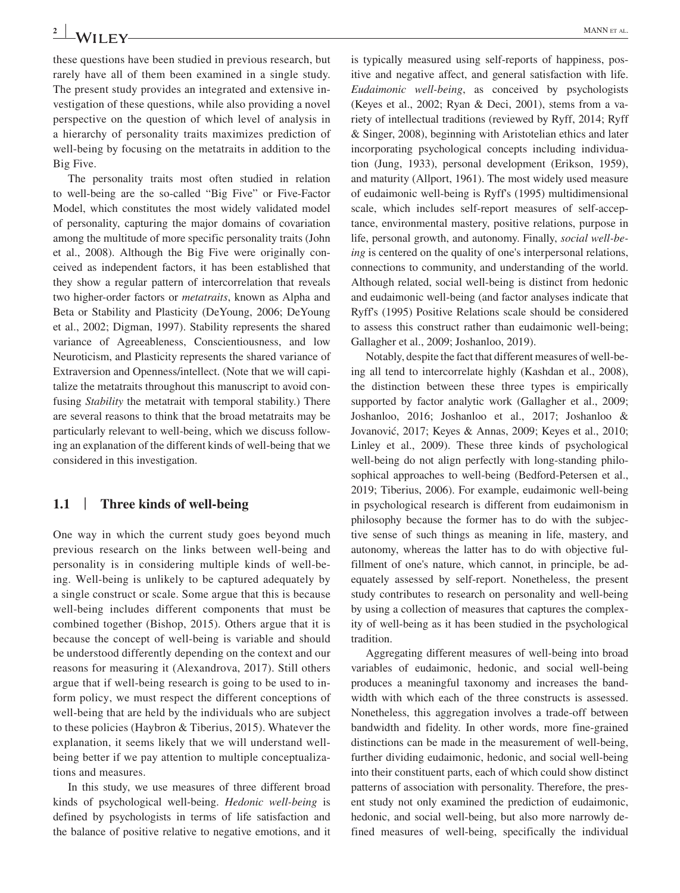these questions have been studied in previous research, but rarely have all of them been examined in a single study. The present study provides an integrated and extensive investigation of these questions, while also providing a novel perspective on the question of which level of analysis in a hierarchy of personality traits maximizes prediction of well-being by focusing on the metatraits in addition to the Big Five.

The personality traits most often studied in relation to well-being are the so-called "Big Five" or Five-Factor Model, which constitutes the most widely validated model of personality, capturing the major domains of covariation among the multitude of more specific personality traits (John et al., 2008). Although the Big Five were originally conceived as independent factors, it has been established that they show a regular pattern of intercorrelation that reveals two higher-order factors or *metatraits*, known as Alpha and Beta or Stability and Plasticity (DeYoung, 2006; DeYoung et al., 2002; Digman, 1997). Stability represents the shared variance of Agreeableness, Conscientiousness, and low Neuroticism, and Plasticity represents the shared variance of Extraversion and Openness/intellect. (Note that we will capitalize the metatraits throughout this manuscript to avoid confusing *Stability* the metatrait with temporal stability.) There are several reasons to think that the broad metatraits may be particularly relevant to well-being, which we discuss following an explanation of the different kinds of well-being that we considered in this investigation.

## 1.1 | Three kinds of well-being

One way in which the current study goes beyond much previous research on the links between well-being and personality is in considering multiple kinds of well-being. Well-being is unlikely to be captured adequately by a single construct or scale. Some argue that this is because well-being includes different components that must be combined together (Bishop, 2015). Others argue that it is because the concept of well-being is variable and should be understood differently depending on the context and our reasons for measuring it (Alexandrova, 2017). Still others argue that if well-being research is going to be used to inform policy, we must respect the different conceptions of well-being that are held by the individuals who are subject to these policies (Haybron & Tiberius, 2015). Whatever the explanation, it seems likely that we will understand well-being better if we pay attention to multiple conceptualizations and measures.

In this study, we use measures of three different broad kinds of psychological well-being. *Hedonic well-being* is defined by psychologists in terms of life satisfaction and the balance of positive relative to negative emotions, and it is typically measured using self-reports of happiness, positive and negative affect, and general satisfaction with life. *Eudaimonic well-being*, as conceived by psychologists (Keyes et al., 2002; Ryan & Deci, 2001), stems from a variety of intellectual traditions (reviewed by Ryff, 2014; Ryff & Singer, 2008), beginning with Aristotelian ethics and later incorporating psychological concepts including individuation (Jung, 1933), personal development (Erikson, 1959), and maturity (Allport, 1961). The most widely used measure of eudaimonic well-being is Ryff's (1995) multidimensional scale, which includes self-report measures of self-acceptance, environmental mastery, positive relations, purpose in life, personal growth, and autonomy. Finally, *social well-being* is centered on the quality of one's interpersonal relations, connections to community, and understanding of the world. Although related, social well-being is distinct from hedonic and eudaimonic well-being (and factor analyses indicate that Ryff's (1995) Positive Relations scale should be considered to assess this construct rather than eudaimonic well-being; Gallagher et al., 2009; Joshanloo, 2019).

Notably, despite the fact that different measures of well-being all tend to intercorrelate highly (Kashdan et al., 2008), the distinction between these three types is empirically supported by factor analytic work (Gallagher et al., 2009; Joshanloo, 2016; Joshanloo et al., 2017; Joshanloo & Jovanović, 2017; Keyes & Annas, 2009; Keyes et al., 2010; Linley et al., 2009). These three kinds of psychological well-being do not align perfectly with long-standing philosophical approaches to well-being (Bedford-Petersen et al., 2019; Tiberius, 2006). For example, eudaimonic well-being in psychological research is different from eudaimonism in philosophy because the former has to do with the subjective sense of such things as meaning in life, mastery, and autonomy, whereas the latter has to do with objective fulfillment of one's nature, which cannot, in principle, be adequately assessed by self-report. Nonetheless, the present study contributes to research on personality and well-being by using a collection of measures that captures the complexity of well-being as it has been studied in the psychological tradition.

Aggregating different measures of well-being into broad variables of eudaimonic, hedonic, and social well-being produces a meaningful taxonomy and increases the bandwidth with which each of the three constructs is assessed. Nonetheless, this aggregation involves a trade-off between bandwidth and fidelity. In other words, more fine-grained distinctions can be made in the measurement of well-being, further dividing eudaimonic, hedonic, and social well-being into their constituent parts, each of which could show distinct patterns of association with personality. Therefore, the present study not only examined the prediction of eudaimonic, hedonic, and social well-being, but also more narrowly defined measures of well-being, specifically the individual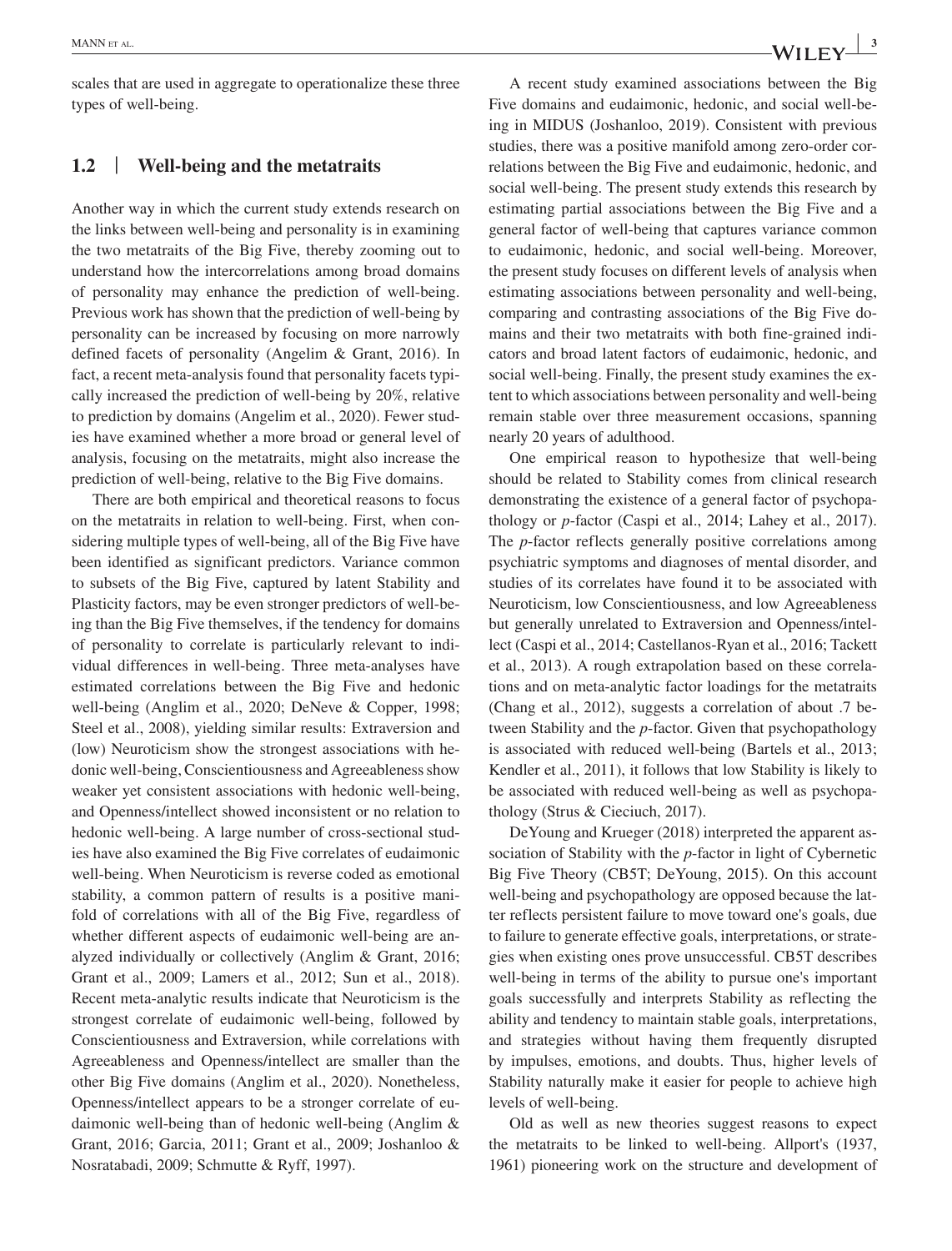scales that are used in aggregate to operationalize these three types of well-being.

## 1.2 | Well-being and the metatraits

Another way in which the current study extends research on the links between well-being and personality is in examining the two metatraits of the Big Five, thereby zooming out to understand how the intercorrelations among broad domains of personality may enhance the prediction of well-being. Previous work has shown that the prediction of well-being by personality can be increased by focusing on more narrowly defined facets of personality (Angelim & Grant, 2016). In fact, a recent meta-analysis found that personality facets typically increased the prediction of well-being by 20%, relative to prediction by domains (Angelim et al., 2020). Fewer studies have examined whether a more broad or general level of analysis, focusing on the metatraits, might also increase the prediction of well-being, relative to the Big Five domains.

There are both empirical and theoretical reasons to focus on the metatraits in relation to well-being. First, when considering multiple types of well-being, all of the Big Five have been identified as significant predictors. Variance common to subsets of the Big Five, captured by latent Stability and Plasticity factors, may be even stronger predictors of well-being than the Big Five themselves, if the tendency for domains of personality to correlate is particularly relevant to individual differences in well-being. Three meta-analyses have estimated correlations between the Big Five and hedonic well-being (Anglim et al., 2020; DeNeve & Copper, 1998; Steel et al., 2008), yielding similar results: Extraversion and (low) Neuroticism show the strongest associations with hedonic well-being, Conscientiousness and Agreeableness show weaker yet consistent associations with hedonic well-being, and Openness/intellect showed inconsistent or no relation to hedonic well-being. A large number of cross-sectional studies have also examined the Big Five correlates of eudaimonic well-being. When Neuroticism is reverse coded as emotional stability, a common pattern of results is a positive manifold of correlations with all of the Big Five, regardless of whether different aspects of eudaimonic well-being are analyzed individually or collectively (Anglim & Grant, 2016; Grant et al., 2009; Lamers et al., 2012; Sun et al., 2018). Recent meta-analytic results indicate that Neuroticism is the strongest correlate of eudaimonic well-being, followed by Conscientiousness and Extraversion, while correlations with Agreeableness and Openness/intellect are smaller than the other Big Five domains (Anglim et al., 2020). Nonetheless, Openness/intellect appears to be a stronger correlate of eudaimonic well-being than of hedonic well-being (Anglim & Grant, 2016; Garcia, 2011; Grant et al., 2009; Joshanloo & Nosratabadi, 2009; Schmutte & Ryff, 1997).

A recent study examined associations between the Big Five domains and eudaimonic, hedonic, and social well-being in MIDUS (Joshanloo, 2019). Consistent with previous studies, there was a positive manifold among zero-order correlations between the Big Five and eudaimonic, hedonic, and social well-being. The present study extends this research by estimating partial associations between the Big Five and a general factor of well-being that captures variance common to eudaimonic, hedonic, and social well-being. Moreover, the present study focuses on different levels of analysis when estimating associations between personality and well-being, comparing and contrasting associations of the Big Five domains and their two metatraits with both fine-grained indicators and broad latent factors of eudaimonic, hedonic, and social well-being. Finally, the present study examines the extent to which associations between personality and well-being remain stable over three measurement occasions, spanning nearly 20 years of adulthood.

One empirical reason to hypothesize that well-being should be related to Stability comes from clinical research demonstrating the existence of a general factor of psychopathology or *p*-factor (Caspi et al., 2014; Lahey et al., 2017). The *p*-factor reflects generally positive correlations among psychiatric symptoms and diagnoses of mental disorder, and studies of its correlates have found it to be associated with Neuroticism, low Conscientiousness, and low Agreeableness but generally unrelated to Extraversion and Openness/intellect (Caspi et al., 2014; Castellanos-Ryan et al., 2016; Tackett et al., 2013). A rough extrapolation based on these correlations and on meta-analytic factor loadings for the metatraits (Chang et al., 2012), suggests a correlation of about .7 between Stability and the *p*-factor. Given that psychopathology is associated with reduced well-being (Bartels et al., 2013; Kendler et al., 2011), it follows that low Stability is likely to be associated with reduced well-being as well as psychopathology (Strus & Cieciuch, 2017).

DeYoung and Krueger (2018) interpreted the apparent association of Stability with the *p*-factor in light of Cybernetic Big Five Theory (CB5T; DeYoung, 2015). On this account well-being and psychopathology are opposed because the latter reflects persistent failure to move toward one's goals, due to failure to generate effective goals, interpretations, or strategies when existing ones prove unsuccessful. CB5T describes well-being in terms of the ability to pursue one's important goals successfully and interprets Stability as reflecting the ability and tendency to maintain stable goals, interpretations, and strategies without having them frequently disrupted by impulses, emotions, and doubts. Thus, higher levels of Stability naturally make it easier for people to achieve high levels of well-being.

Old as well as new theories suggest reasons to expect the metatraits to be linked to well-being. Allport's (1937, 1961) pioneering work on the structure and development of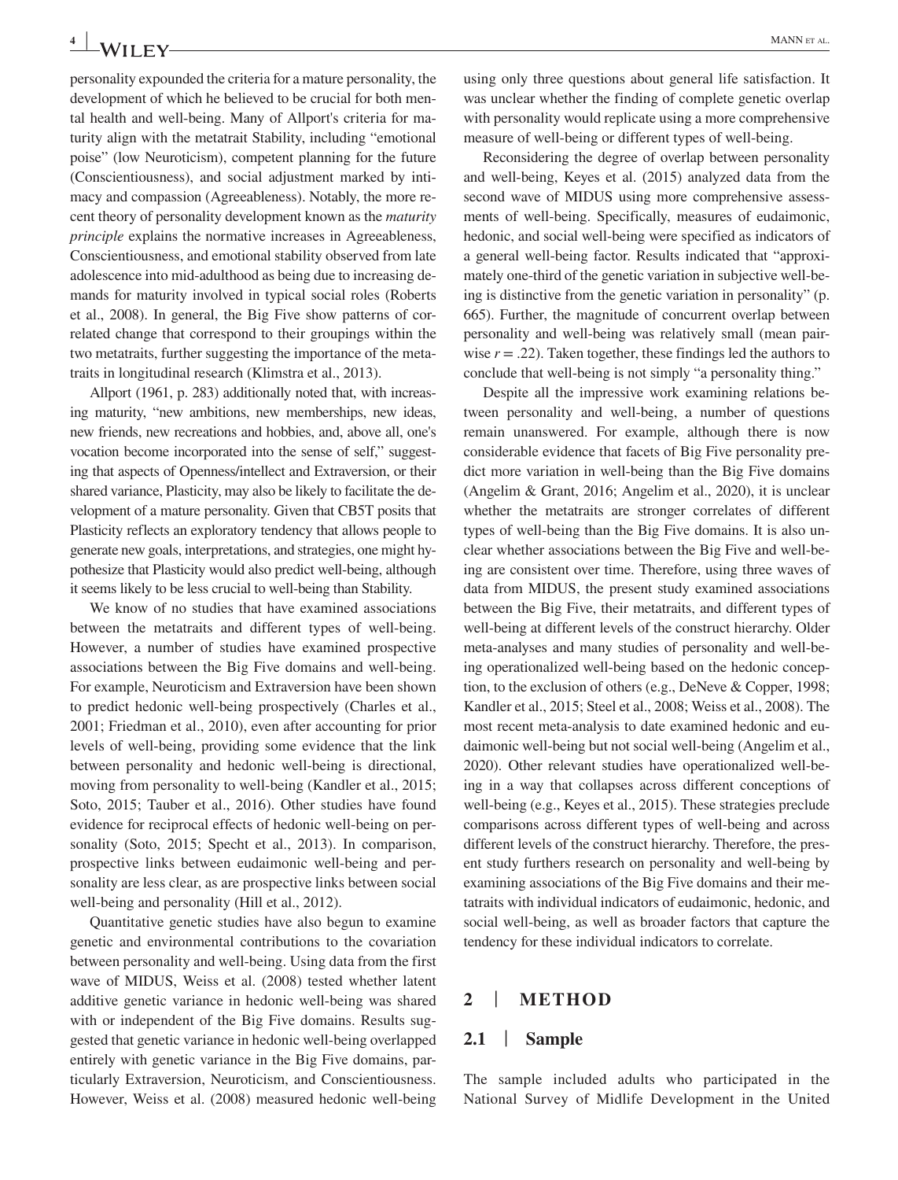personality expounded the criteria for a mature personality, the development of which he believed to be crucial for both mental health and well-being. Many of Allport's criteria for maturity align with the metatrait Stability, including "emotional poise" (low Neuroticism), competent planning for the future (Conscientiousness), and social adjustment marked by intimacy and compassion (Agreeableness). Notably, the more recent theory of personality development known as the *maturity principle* explains the normative increases in Agreeableness, Conscientiousness, and emotional stability observed from late adolescence into mid-adulthood as being due to increasing demands for maturity involved in typical social roles (Roberts et al., 2008). In general, the Big Five show patterns of correlated change that correspond to their groupings within the two metatraits, further suggesting the importance of the metatraits in longitudinal research (Klimstra et al., 2013).

Allport (1961, p. 283) additionally noted that, with increasing maturity, "new ambitions, new memberships, new ideas, new friends, new recreations and hobbies, and, above all, one's vocation become incorporated into the sense of self," suggesting that aspects of Openness/intellect and Extraversion, or their shared variance, Plasticity, may also be likely to facilitate the development of a mature personality. Given that CB5T posits that Plasticity reflects an exploratory tendency that allows people to generate new goals, interpretations, and strategies, one might hypothesize that Plasticity would also predict well-being, although it seems likely to be less crucial to well-being than Stability.

We know of no studies that have examined associations between the metatraits and different types of well-being. However, a number of studies have examined prospective associations between the Big Five domains and well-being. For example, Neuroticism and Extraversion have been shown to predict hedonic well-being prospectively (Charles et al., 2001; Friedman et al., 2010), even after accounting for prior levels of well-being, providing some evidence that the link between personality and hedonic well-being is directional, moving from personality to well-being (Kandler et al., 2015; Soto, 2015; Tauber et al., 2016). Other studies have found evidence for reciprocal effects of hedonic well-being on personality (Soto, 2015; Specht et al., 2013). In comparison, prospective links between eudaimonic well-being and personality are less clear, as are prospective links between social well-being and personality (Hill et al., 2012).

Quantitative genetic studies have also begun to examine genetic and environmental contributions to the covariation between personality and well-being. Using data from the first wave of MIDUS, Weiss et al. (2008) tested whether latent additive genetic variance in hedonic well-being was shared with or independent of the Big Five domains. Results suggested that genetic variance in hedonic well-being overlapped entirely with genetic variance in the Big Five domains, particularly Extraversion, Neuroticism, and Conscientiousness. However, Weiss et al. (2008) measured hedonic well-being using only three questions about general life satisfaction. It was unclear whether the finding of complete genetic overlap with personality would replicate using a more comprehensive measure of well-being or different types of well-being.

Reconsidering the degree of overlap between personality and well-being, Keyes et al. (2015) analyzed data from the second wave of MIDUS using more comprehensive assessments of well-being. Specifically, measures of eudaimonic, hedonic, and social well-being were specified as indicators of a general well-being factor. Results indicated that "approximately one-third of the genetic variation in subjective well-being is distinctive from the genetic variation in personality" (p. 665). Further, the magnitude of concurrent overlap between personality and well-being was relatively small (mean pairwise $r = .22$). Taken together, these findings led the authors to conclude that well-being is not simply "a personality thing."

Despite all the impressive work examining relations between personality and well-being, a number of questions remain unanswered. For example, although there is now considerable evidence that facets of Big Five personality predict more variation in well-being than the Big Five domains (Angelim & Grant, 2016; Angelim et al., 2020), it is unclear whether the metatraits are stronger correlates of different types of well-being than the Big Five domains. It is also unclear whether associations between the Big Five and well-being are consistent over time. Therefore, using three waves of data from MIDUS, the present study examined associations between the Big Five, their metatraits, and different types of well-being at different levels of the construct hierarchy. Older meta-analyses and many studies of personality and well-being operationalized well-being based on the hedonic conception, to the exclusion of others (e.g., DeNeve & Copper, 1998; Kandler et al., 2015; Steel et al., 2008; Weiss et al., 2008). The most recent meta-analysis to date examined hedonic and eudaimonic well-being but not social well-being (Angelim et al., 2020). Other relevant studies have operationalized well-being in a way that collapses across different conceptions of well-being (e.g., Keyes et al., 2015). These strategies preclude comparisons across different types of well-being and across different levels of the construct hierarchy. Therefore, the present study furthers research on personality and well-being by examining associations of the Big Five domains and their metatraits with individual indicators of eudaimonic, hedonic, and social well-being, as well as broader factors that capture the tendency for these individual indicators to correlate.

## 2 | METHOD

### 2.1 | Sample

The sample included adults who participated in the National Survey of Midlife Development in the United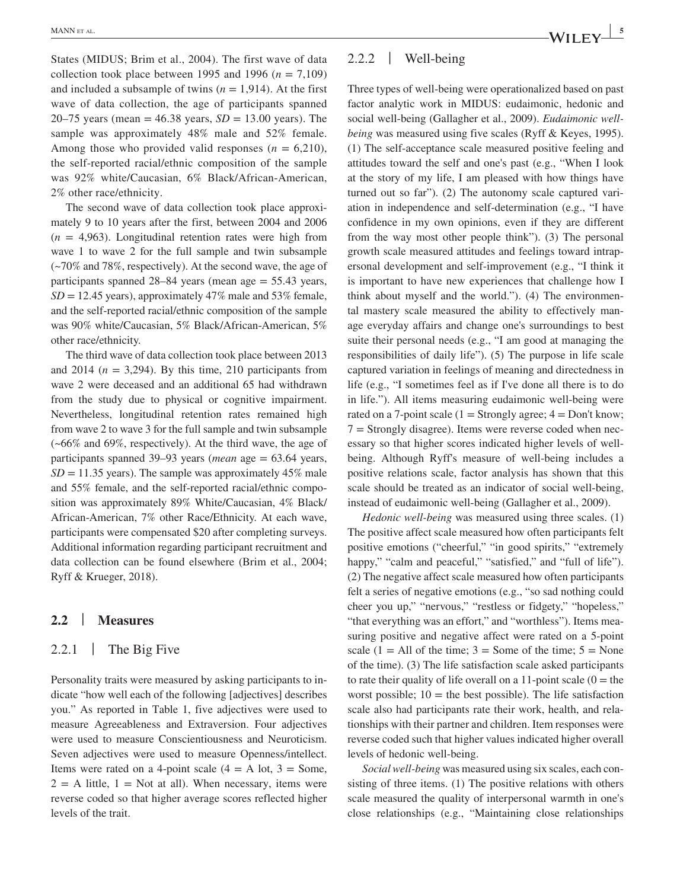States (MIDUS; Brim et al., 2004). The first wave of data collection took place between 1995 and 1996 ($n$ = 7,109) and included a subsample of twins ($n$ = 1,914). At the first wave of data collection, the age of participants spanned 20–75 years (mean = 46.38 years, $SD$ = 13.00 years). The sample was approximately 48% male and 52% female. Among those who provided valid responses ($n$ = 6,210), the self-reported racial/ethnic composition of the sample was 92% white/Caucasian, 6% Black/African-American, 2% other race/ethnicity.

The second wave of data collection took place approximately 9 to 10 years after the first, between 2004 and 2006 ($n$ = 4,963). Longitudinal retention rates were high from wave 1 to wave 2 for the full sample and twin subsample (~70% and 78%, respectively). At the second wave, the age of participants spanned 28–84 years (mean age = 55.43 years, $SD$ = 12.45 years), approximately 47% male and 53% female, and the self-reported racial/ethnic composition of the sample was 90% white/Caucasian, 5% Black/African-American, 5% other race/ethnicity.

The third wave of data collection took place between 2013 and 2014 ($n$ = 3,294). By this time, 210 participants from wave 2 were deceased and an additional 65 had withdrawn from the study due to physical or cognitive impairment. Nevertheless, longitudinal retention rates remained high from wave 2 to wave 3 for the full sample and twin subsample (~66% and 69%, respectively). At the third wave, the age of participants spanned 39–93 years (*mean* age = 63.64 years, $SD$ = 11.35 years). The sample was approximately 45% male and 55% female, and the self-reported racial/ethnic composition was approximately 89% White/Caucasian, 4% Black/African-American, 7% other Race/Ethnicity. At each wave, participants were compensated $20 after completing surveys. Additional information regarding participant recruitment and data collection can be found elsewhere (Brim et al., 2004; Ryff & Krueger, 2018).

## 2.2 | Measures

### 2.2.1 | The Big Five

Personality traits were measured by asking participants to indicate "how well each of the following [adjectives] describes you." As reported in Table 1, five adjectives were used to measure Agreeableness and Extraversion. Four adjectives were used to measure Conscientiousness and Neuroticism. Seven adjectives were used to measure Openness/intellect. Items were rated on a 4-point scale (4 = A lot, 3 = Some, 2 = A little, 1 = Not at all). When necessary, items were reverse coded so that higher average scores reflected higher levels of the trait.

### 2.2.2 | Well-being

Three types of well-being were operationalized based on past factor analytic work in MIDUS: eudaimonic, hedonic and social well-being (Gallagher et al., 2009). *Eudaimonic well-being* was measured using five scales (Ryff & Keyes, 1995). (1) The self-acceptance scale measured positive feeling and attitudes toward the self and one's past (e.g., "When I look at the story of my life, I am pleased with how things have turned out so far"). (2) The autonomy scale captured variation in independence and self-determination (e.g., "I have confidence in my own opinions, even if they are different from the way most other people think"). (3) The personal growth scale measured attitudes and feelings toward intrapersonal development and self-improvement (e.g., "I think it is important to have new experiences that challenge how I think about myself and the world."). (4) The environmental mastery scale measured the ability to effectively manage everyday affairs and change one's surroundings to best suite their personal needs (e.g., "I am good at managing the responsibilities of daily life"). (5) The purpose in life scale captured variation in feelings of meaning and directedness in life (e.g., "I sometimes feel as if I've done all there is to do in life."). All items measuring eudaimonic well-being were rated on a 7-point scale (1 = Strongly agree; 4 = Don't know; 7 = Strongly disagree). Items were reverse coded when necessary so that higher scores indicated higher levels of well-being. Although Ryff's measure of well-being includes a positive relations scale, factor analysis has shown that this scale should be treated as an indicator of social well-being, instead of eudaimonic well-being (Gallagher et al., 2009).

*Hedonic well-being* was measured using three scales. (1) The positive affect scale measured how often participants felt positive emotions ("cheerful," "in good spirits," "extremely happy," "calm and peaceful," "satisfied," and "full of life"). (2) The negative affect scale measured how often participants felt a series of negative emotions (e.g., "so sad nothing could cheer you up," "nervous," "restless or fidgety," "hopeless," "that everything was an effort," and "worthless"). Items measuring positive and negative affect were rated on a 5-point scale (1 = All of the time; 3 = Some of the time; 5 = None of the time). (3) The life satisfaction scale asked participants to rate their quality of life overall on a 11-point scale (0 = the worst possible; 10 = the best possible). The life satisfaction scale also had participants rate their work, health, and relationships with their partner and children. Item responses were reverse coded such that higher values indicated higher overall levels of hedonic well-being.

*Social well-being* was measured using six scales, each consisting of three items. (1) The positive relations with others scale measured the quality of interpersonal warmth in one's close relationships (e.g., "Maintaining close relationships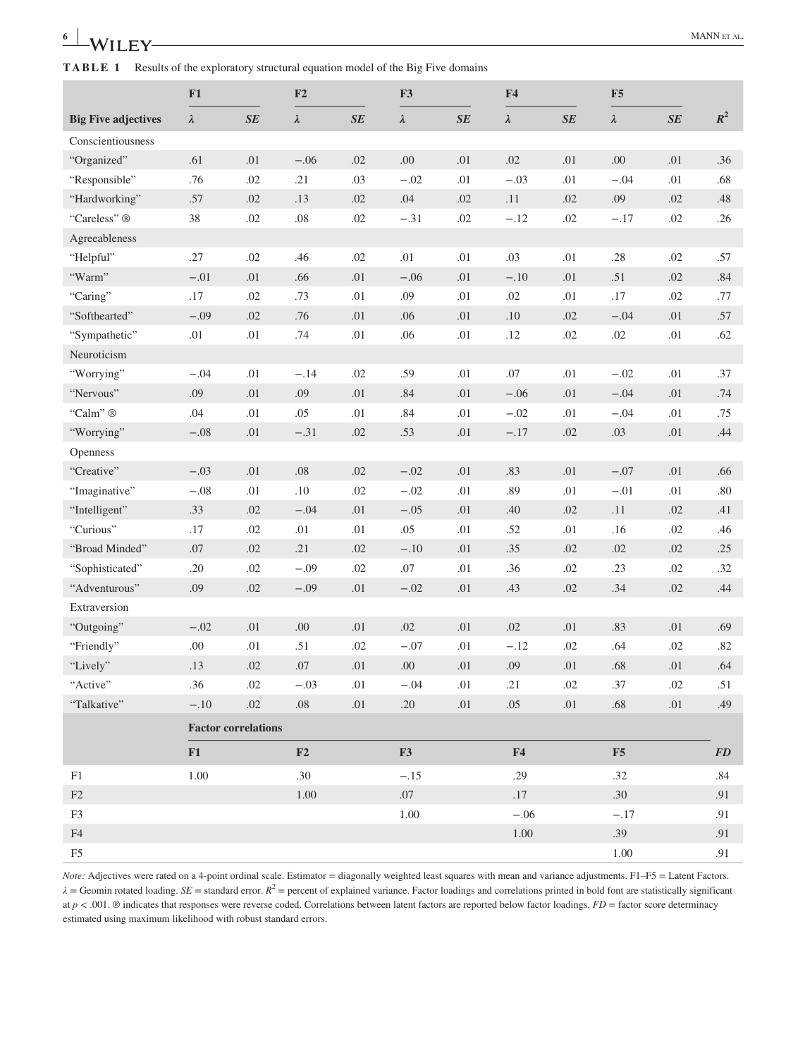**TABLE 1** Results of the exploratory structural equation model of the Big Five domains

| | F1 | | F2 | | F3 | | F4 | | F5 | | |
|---|---|---|---|---|---|---|---|---|---|---|---|
| **Big Five adjectives** | $\lambda$ | *SE* | $\lambda$ | *SE* | $\lambda$ | *SE* | $\lambda$ | *SE* | $\lambda$ | *SE* | $R^2$ |
| Conscientiousness | | | | | | | | | | | |
| "Organized" | .61 | .01 | −.06 | .02 | .00 | .01 | .02 | .01 | .00 | .01 | .36 |
| "Responsible" | .76 | .02 | .21 | .03 | −.02 | .01 | −.03 | .01 | −.04 | .01 | .68 |
| "Hardworking" | .57 | .02 | .13 | .02 | .04 | .02 | .11 | .02 | .09 | .02 | .48 |
| "Careless" ® | 38 | .02 | .08 | .02 | −.31 | .02 | −.12 | .02 | −.17 | .02 | .26 |
| Agreeableness | | | | | | | | | | | |
| "Helpful" | .27 | .02 | .46 | .02 | .01 | .01 | .03 | .01 | .28 | .02 | .57 |
| "Warm" | −.01 | .01 | .66 | .01 | −.06 | .01 | −.10 | .01 | .51 | .02 | .84 |
| "Caring" | .17 | .02 | .73 | .01 | .09 | .01 | .02 | .01 | .17 | .02 | .77 |
| "Softhearted" | −.09 | .02 | .76 | .01 | .06 | .01 | .10 | .02 | −.04 | .01 | .57 |
| "Sympathetic" | .01 | .01 | .74 | .01 | .06 | .01 | .12 | .02 | .02 | .01 | .62 |
| Neuroticism | | | | | | | | | | | |
| "Worrying" | −.04 | .01 | −.14 | .02 | .59 | .01 | .07 | .01 | −.02 | .01 | .37 |
| "Nervous" | .09 | .01 | .09 | .01 | .84 | .01 | −.06 | .01 | −.04 | .01 | .74 |
| "Calm" ® | .04 | .01 | .05 | .01 | .84 | .01 | −.02 | .01 | −.04 | .01 | .75 |
| "Worrying" | −.08 | .01 | −.31 | .02 | .53 | .01 | −.17 | .02 | .03 | .01 | .44 |
| Openness | | | | | | | | | | | |
| "Creative" | −.03 | .01 | .08 | .02 | −.02 | .01 | .83 | .01 | −.07 | .01 | .66 |
| "Imaginative" | −.08 | .01 | .10 | .02 | −.02 | .01 | .89 | .01 | −.01 | .01 | .80 |
| "Intelligent" | .33 | .02 | −.04 | .01 | −.05 | .01 | .40 | .02 | .11 | .02 | .41 |
| "Curious" | .17 | .02 | .01 | .01 | .05 | .01 | .52 | .01 | .16 | .02 | .46 |
| "Broad Minded" | .07 | .02 | .21 | .02 | −.10 | .01 | .35 | .02 | .02 | .02 | .25 |
| "Sophisticated" | .20 | .02 | −.09 | .02 | .07 | .01 | .36 | .02 | .23 | .02 | .32 |
| "Adventurous" | .09 | .02 | −.09 | .01 | −.02 | .01 | .43 | .02 | .34 | .02 | .44 |
| Extraversion | | | | | | | | | | | |
| "Outgoing" | −.02 | .01 | .00 | .01 | .02 | .01 | .02 | .01 | .83 | .01 | .69 |
| "Friendly" | .00 | .01 | .51 | .02 | −.07 | .01 | −.12 | .02 | .64 | .02 | .82 |
| "Lively" | .13 | .02 | .07 | .01 | .00 | .01 | .09 | .01 | .68 | .01 | .64 |
| "Active" | .36 | .02 | −.03 | .01 | −.04 | .01 | .21 | .02 | .37 | .02 | .51 |
| "Talkative" | −.10 | .02 | .08 | .01 | .20 | .01 | .05 | .01 | .68 | .01 | .49 |

| | **Factor correlations** | | | | | |
|---|---|---|---|---|---|---|
| | **F1** | **F2** | **F3** | **F4** | **F5** | ***FD*** |
| F1 | 1.00 | .30 | −.15 | .29 | .32 | .84 |
| F2 | | 1.00 | .07 | .17 | .30 | .91 |
| F3 | | | 1.00 | −.06 | −.17 | .91 |
| F4 | | | | 1.00 | .39 | .91 |
| F5 | | | | | 1.00 | .91 |

*Note:* Adjectives were rated on a 4-point ordinal scale. Estimator = diagonally weighted least squares with mean and variance adjustments. F1–F5 = Latent Factors. $\lambda$ = Geomin rotated loading. *SE* = standard error. $R^2$ = percent of explained variance. Factor loadings and correlations printed in bold font are statistically significant at $p < .001$. ® indicates that responses were reverse coded. Correlations between latent factors are reported below factor loadings. *FD* = factor score determinacy estimated using maximum likelihood with robust standard errors.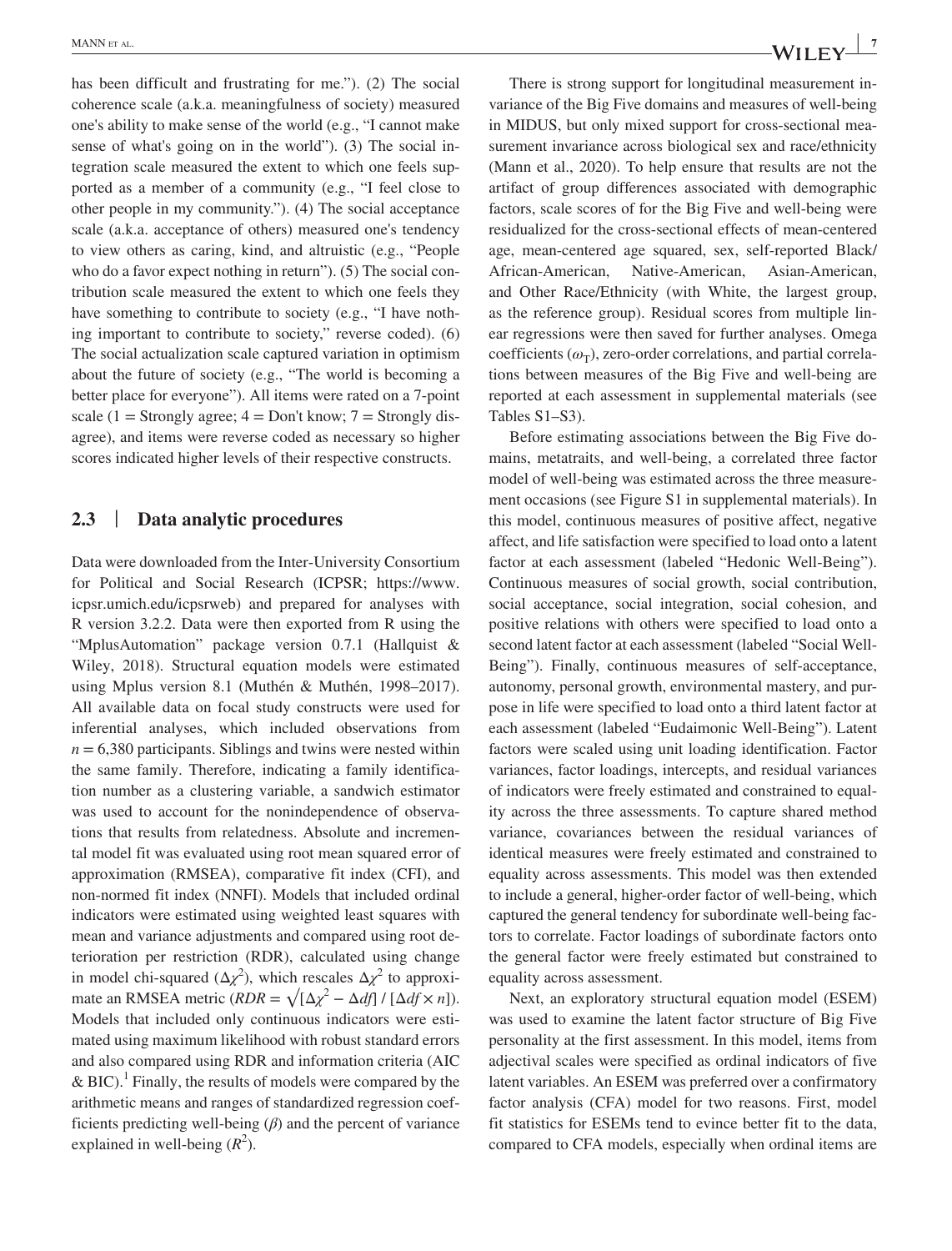has been difficult and frustrating for me."). (2) The social coherence scale (a.k.a. meaningfulness of society) measured one's ability to make sense of the world (e.g., "I cannot make sense of what's going on in the world"). (3) The social integration scale measured the extent to which one feels supported as a member of a community (e.g., "I feel close to other people in my community."). (4) The social acceptance scale (a.k.a. acceptance of others) measured one's tendency to view others as caring, kind, and altruistic (e.g., "People who do a favor expect nothing in return"). (5) The social contribution scale measured the extent to which one feels they have something to contribute to society (e.g., "I have nothing important to contribute to society," reverse coded). (6) The social actualization scale captured variation in optimism about the future of society (e.g., "The world is becoming a better place for everyone"). All items were rated on a 7-point scale (1 = Strongly agree; 4 = Don't know; 7 = Strongly disagree), and items were reverse coded as necessary so higher scores indicated higher levels of their respective constructs.

## 2.3 | Data analytic procedures

Data were downloaded from the Inter-University Consortium for Political and Social Research (ICPSR; https://www.icpsr.umich.edu/icpsrweb) and prepared for analyses with R version 3.2.2. Data were then exported from R using the "MplusAutomation" package version 0.7.1 (Hallquist & Wiley, 2018). Structural equation models were estimated using Mplus version 8.1 (Muthén & Muthén, 1998–2017). All available data on focal study constructs were used for inferential analyses, which included observations from $n = 6,380$ participants. Siblings and twins were nested within the same family. Therefore, indicating a family identification number as a clustering variable, a sandwich estimator was used to account for the nonindependence of observations that results from relatedness. Absolute and incremental model fit was evaluated using root mean squared error of approximation (RMSEA), comparative fit index (CFI), and non-normed fit index (NNFI). Models that included ordinal indicators were estimated using weighted least squares with mean and variance adjustments and compared using root deterioration per restriction (RDR), calculated using change in model chi-squared ($\Delta\chi^2$), which rescales $\Delta\chi^2$ to approximate an RMSEA metric ($RDR = \sqrt{[\Delta\chi^2 - \Delta df] / [\Delta df \times n]}$). Models that included only continuous indicators were estimated using maximum likelihood with robust standard errors and also compared using RDR and information criteria (AIC & BIC).[1] Finally, the results of models were compared by the arithmetic means and ranges of standardized regression coefficients predicting well-being ($\beta$) and the percent of variance explained in well-being ($R^2$).

There is strong support for longitudinal measurement invariance of the Big Five domains and measures of well-being in MIDUS, but only mixed support for cross-sectional measurement invariance across biological sex and race/ethnicity (Mann et al., 2020). To help ensure that results are not the artifact of group differences associated with demographic factors, scale scores of for the Big Five and well-being were residualized for the cross-sectional effects of mean-centered age, mean-centered age squared, sex, self-reported Black/African-American, Native-American, Asian-American, and Other Race/Ethnicity (with White, the largest group, as the reference group). Residual scores from multiple linear regressions were then saved for further analyses. Omega coefficients ($\omega_T$), zero-order correlations, and partial correlations between measures of the Big Five and well-being are reported at each assessment in supplemental materials (see Tables S1–S3).

Before estimating associations between the Big Five domains, metatraits, and well-being, a correlated three factor model of well-being was estimated across the three measurement occasions (see Figure S1 in supplemental materials). In this model, continuous measures of positive affect, negative affect, and life satisfaction were specified to load onto a latent factor at each assessment (labeled "Hedonic Well-Being"). Continuous measures of social growth, social contribution, social acceptance, social integration, social cohesion, and positive relations with others were specified to load onto a second latent factor at each assessment (labeled "Social Well-Being"). Finally, continuous measures of self-acceptance, autonomy, personal growth, environmental mastery, and purpose in life were specified to load onto a third latent factor at each assessment (labeled "Eudaimonic Well-Being"). Latent factors were scaled using unit loading identification. Factor variances, factor loadings, intercepts, and residual variances of indicators were freely estimated and constrained to equality across the three assessments. To capture shared method variance, covariances between the residual variances of identical measures were freely estimated and constrained to equality across assessments. This model was then extended to include a general, higher-order factor of well-being, which captured the general tendency for subordinate well-being factors to correlate. Factor loadings of subordinate factors onto the general factor were freely estimated but constrained to equality across assessment.

Next, an exploratory structural equation model (ESEM) was used to examine the latent factor structure of Big Five personality at the first assessment. In this model, items from adjectival scales were specified as ordinal indicators of five latent variables. An ESEM was preferred over a confirmatory factor analysis (CFA) model for two reasons. First, model fit statistics for ESEMs tend to evince better fit to the data, compared to CFA models, especially when ordinal items are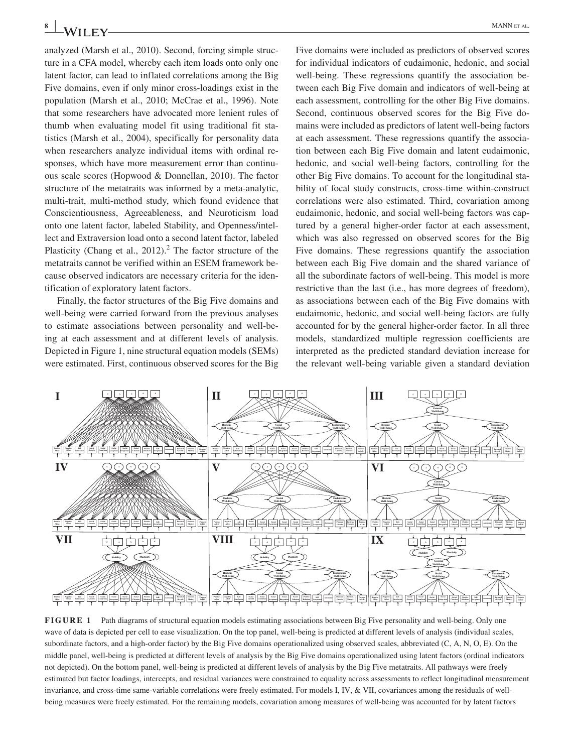analyzed (Marsh et al., 2010). Second, forcing simple structure in a CFA model, whereby each item loads onto only one latent factor, can lead to inflated correlations among the Big Five domains, even if only minor cross-loadings exist in the population (Marsh et al., 2010; McCrae et al., 1996). Note that some researchers have advocated more lenient rules of thumb when evaluating model fit using traditional fit statistics (Marsh et al., 2004), specifically for personality data when researchers analyze individual items with ordinal responses, which have more measurement error than continuous scale scores (Hopwood & Donnellan, 2010). The factor structure of the metatraits was informed by a meta-analytic, multi-trait, multi-method study, which found evidence that Conscientiousness, Agreeableness, and Neuroticism load onto one latent factor, labeled Stability, and Openness/intellect and Extraversion load onto a second latent factor, labeled Plasticity (Chang et al., 2012).[2] The factor structure of the metatraits cannot be verified within an ESEM framework because observed indicators are necessary criteria for the identification of exploratory latent factors.

Finally, the factor structures of the Big Five domains and well-being were carried forward from the previous analyses to estimate associations between personality and well-being at each assessment and at different levels of analysis. Depicted in Figure 1, nine structural equation models (SEMs) were estimated. First, continuous observed scores for the Big Five domains were included as predictors of observed scores for individual indicators of eudaimonic, hedonic, and social well-being. These regressions quantify the association between each Big Five domain and indicators of well-being at each assessment, controlling for the other Big Five domains. Second, continuous observed scores for the Big Five domains were included as predictors of latent well-being factors at each assessment. These regressions quantify the association between each Big Five domain and latent eudaimonic, hedonic, and social well-being factors, controlling for the other Big Five domains. To account for the longitudinal stability of focal study constructs, cross-time within-construct correlations were also estimated. Third, covariation among eudaimonic, hedonic, and social well-being factors was captured by a general higher-order factor at each assessment, which was also regressed on observed scores for the Big Five domains. These regressions quantify the association between each Big Five domain and the shared variance of all the subordinate factors of well-being. This model is more restrictive than the last (i.e., has more degrees of freedom), as associations between each of the Big Five domains with eudaimonic, hedonic, and social well-being factors are fully accounted for by the general higher-order factor. In all three models, standardized multiple regression coefficients are interpreted as the predicted standard deviation increase for the relevant well-being variable given a standard deviation

**FIGURE 1** Path diagrams of structural equation models estimating associations between Big Five personality and well-being. Only one wave of data is depicted per cell to ease visualization. On the top panel, well-being is predicted at different levels of analysis (individual scales, subordinate factors, and a high-order factor) by the Big Five domains operationalized using observed scales, abbreviated (C, A, N, O, E). On the middle panel, well-being is predicted at different levels of analysis by the Big Five domains operationalized using latent factors (ordinal indicators not depicted). On the bottom panel, well-being is predicted at different levels of analysis by the Big Five metatraits. All pathways were freely estimated but factor loadings, intercepts, and residual variances were constrained to equality across assessments to reflect longitudinal measurement invariance, and cross-time same-variable correlations were freely estimated. For models I, IV, & VII, covariances among the residuals of well-being measures were freely estimated. For the remaining models, covariation among measures of well-being was accounted for by latent factors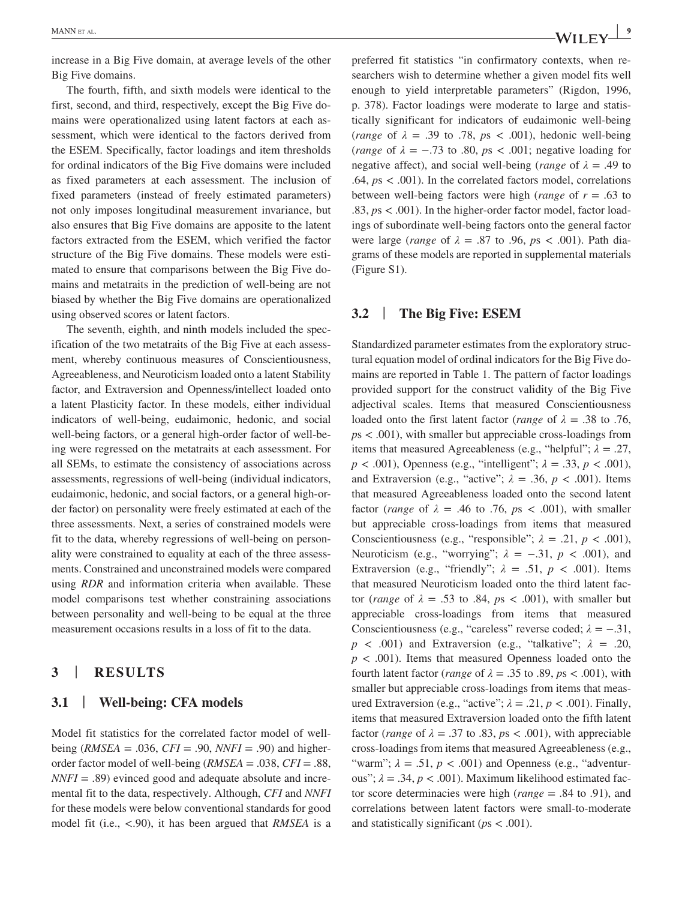increase in a Big Five domain, at average levels of the other Big Five domains.

The fourth, fifth, and sixth models were identical to the first, second, and third, respectively, except the Big Five domains were operationalized using latent factors at each assessment, which were identical to the factors derived from the ESEM. Specifically, factor loadings and item thresholds for ordinal indicators of the Big Five domains were included as fixed parameters at each assessment. The inclusion of fixed parameters (instead of freely estimated parameters) not only imposes longitudinal measurement invariance, but also ensures that Big Five domains are apposite to the latent factors extracted from the ESEM, which verified the factor structure of the Big Five domains. These models were estimated to ensure that comparisons between the Big Five domains and metatraits in the prediction of well-being are not biased by whether the Big Five domains are operationalized using observed scores or latent factors.

The seventh, eighth, and ninth models included the specification of the two metatraits of the Big Five at each assessment, whereby continuous measures of Conscientiousness, Agreeableness, and Neuroticism loaded onto a latent Stability factor, and Extraversion and Openness/intellect loaded onto a latent Plasticity factor. In these models, either individual indicators of well-being, eudaimonic, hedonic, and social well-being factors, or a general high-order factor of well-being were regressed on the metatraits at each assessment. For all SEMs, to estimate the consistency of associations across assessments, regressions of well-being (individual indicators, eudaimonic, hedonic, and social factors, or a general high-order factor) on personality were freely estimated at each of the three assessments. Next, a series of constrained models were fit to the data, whereby regressions of well-being on personality were constrained to equality at each of the three assessments. Constrained and unconstrained models were compared using *RDR* and information criteria when available. These model comparisons test whether constraining associations between personality and well-being to be equal at the three measurement occasions results in a loss of fit to the data.

# 3 | RESULTS

## 3.1 | Well-being: CFA models

Model fit statistics for the correlated factor model of well-being (*RMSEA* = .036, *CFI* = .90, *NNFI* = .90) and higher-order factor model of well-being (*RMSEA* = .038, *CFI* = .88, *NNFI* = .89) evinced good and adequate absolute and incremental fit to the data, respectively. Although, *CFI* and *NNFI* for these models were below conventional standards for good model fit (i.e., <.90), it has been argued that *RMSEA* is a preferred fit statistics "in confirmatory contexts, when researchers wish to determine whether a given model fits well enough to yield interpretable parameters" (Rigdon, 1996, p. 378). Factor loadings were moderate to large and statistically significant for indicators of eudaimonic well-being (*range* of $\lambda$ = .39 to .78, *p*s < .001), hedonic well-being (*range* of $\lambda$ = −.73 to .80, *p*s < .001; negative loading for negative affect), and social well-being (*range* of $\lambda$ = .49 to .64, *p*s < .001). In the correlated factors model, correlations between well-being factors were high (*range* of *r* = .63 to .83, *p*s < .001). In the higher-order factor model, factor loadings of subordinate well-being factors onto the general factor were large (*range* of $\lambda$ = .87 to .96, *p*s < .001). Path diagrams of these models are reported in supplemental materials (Figure S1).

## 3.2 | The Big Five: ESEM

Standardized parameter estimates from the exploratory structural equation model of ordinal indicators for the Big Five domains are reported in Table 1. The pattern of factor loadings provided support for the construct validity of the Big Five adjectival scales. Items that measured Conscientiousness loaded onto the first latent factor (*range* of $\lambda$ = .38 to .76, *p*s < .001), with smaller but appreciable cross-loadings from items that measured Agreeableness (e.g., "helpful"; $\lambda$ = .27, *p* < .001), Openness (e.g., "intelligent"; $\lambda$ = .33, *p* < .001), and Extraversion (e.g., "active"; $\lambda$ = .36, *p* < .001). Items that measured Agreeableness loaded onto the second latent factor (*range* of $\lambda$ = .46 to .76, *p*s < .001), with smaller but appreciable cross-loadings from items that measured Conscientiousness (e.g., "responsible"; $\lambda$ = .21, *p* < .001), Neuroticism (e.g., "worrying"; $\lambda$ = −.31, *p* < .001), and Extraversion (e.g., "friendly"; $\lambda$ = .51, *p* < .001). Items that measured Neuroticism loaded onto the third latent factor (*range* of $\lambda$ = .53 to .84, *p*s < .001), with smaller but appreciable cross-loadings from items that measured Conscientiousness (e.g., "careless" reverse coded; $\lambda$ = −.31, *p* < .001) and Extraversion (e.g., "talkative"; $\lambda$ = .20, *p* < .001). Items that measured Openness loaded onto the fourth latent factor (*range* of $\lambda$ = .35 to .89, *p*s < .001), with smaller but appreciable cross-loadings from items that measured Extraversion (e.g., "active"; $\lambda$ = .21, *p* < .001). Finally, items that measured Extraversion loaded onto the fifth latent factor (*range* of $\lambda$ = .37 to .83, *p*s < .001), with appreciable cross-loadings from items that measured Agreeableness (e.g., "warm"; $\lambda$ = .51, *p* < .001) and Openness (e.g., "adventurous"; $\lambda$ = .34, *p* < .001). Maximum likelihood estimated factor score determinacies were high (*range* = .84 to .91), and correlations between latent factors were small-to-moderate and statistically significant (*p*s < .001).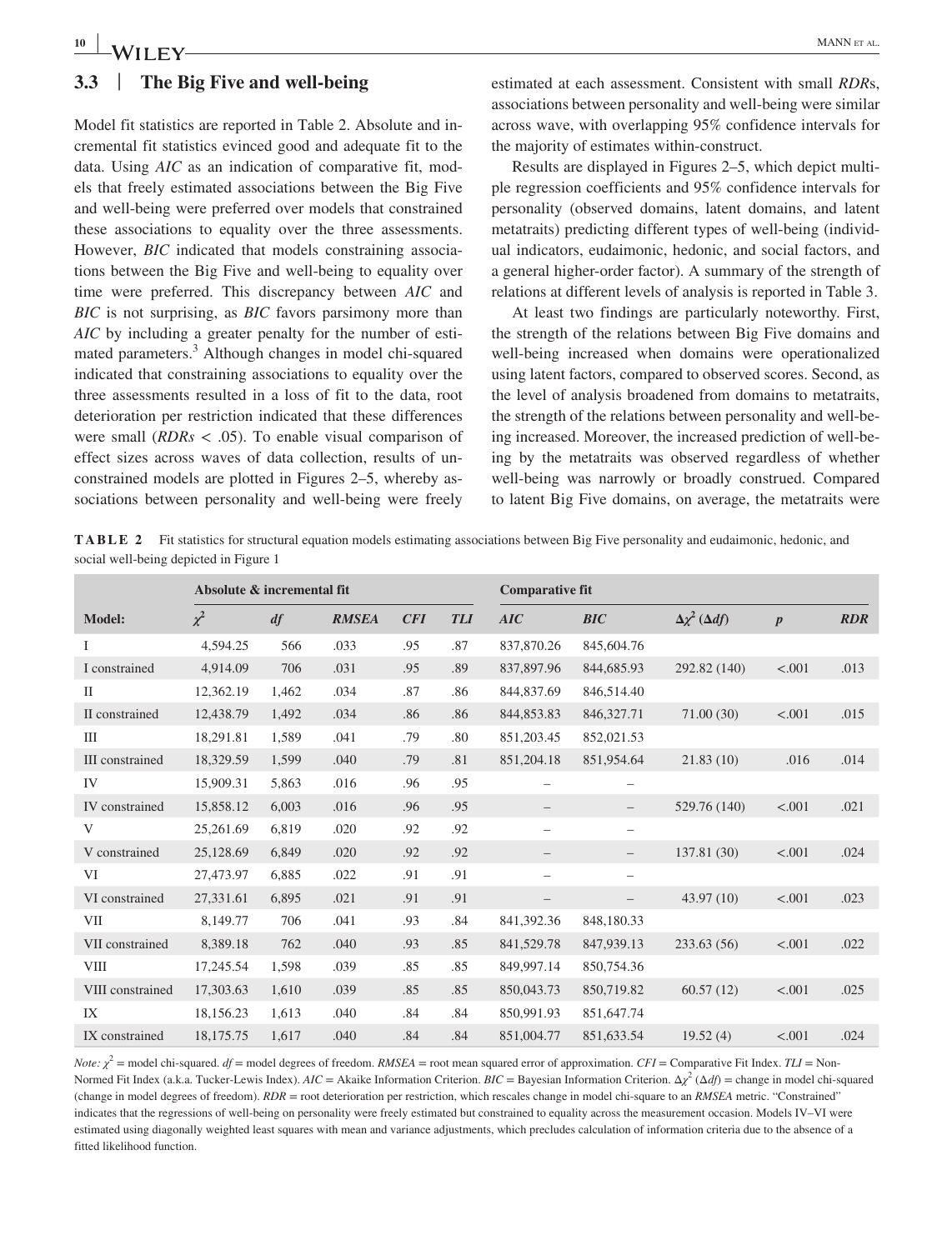## 3.3 | The Big Five and well-being

Model fit statistics are reported in Table 2. Absolute and incremental fit statistics evinced good and adequate fit to the data. Using *AIC* as an indication of comparative fit, models that freely estimated associations between the Big Five and well-being were preferred over models that constrained these associations to equality over the three assessments. However, *BIC* indicated that models constraining associations between the Big Five and well-being to equality over time were preferred. This discrepancy between *AIC* and *BIC* is not surprising, as *BIC* favors parsimony more than *AIC* by including a greater penalty for the number of estimated parameters.[3] Although changes in model chi-squared indicated that constraining associations to equality over the three assessments resulted in a loss of fit to the data, root deterioration per restriction indicated that these differences were small (*RDRs* < .05). To enable visual comparison of effect sizes across waves of data collection, results of unconstrained models are plotted in Figures 2–5, whereby associations between personality and well-being were freely estimated at each assessment. Consistent with small *RDR*s, associations between personality and well-being were similar across wave, with overlapping 95% confidence intervals for the majority of estimates within-construct.

Results are displayed in Figures 2–5, which depict multiple regression coefficients and 95% confidence intervals for personality (observed domains, latent domains, and latent metatraits) predicting different types of well-being (individual indicators, eudaimonic, hedonic, and social factors, and a general higher-order factor). A summary of the strength of relations at different levels of analysis is reported in Table 3.

At least two findings are particularly noteworthy. First, the strength of the relations between Big Five domains and well-being increased when domains were operationalized using latent factors, compared to observed scores. Second, as the level of analysis broadened from domains to metatraits, the strength of the relations between personality and well-being increased. Moreover, the increased prediction of well-being by the metatraits was observed regardless of whether well-being was narrowly or broadly construed. Compared to latent Big Five domains, on average, the metatraits were

**TABLE 2** Fit statistics for structural equation models estimating associations between Big Five personality and eudaimonic, hedonic, and social well-being depicted in Figure 1

| | Absolute & incremental fit | | | | | Comparative fit | | | | |
|---|---|---|---|---|---|---|---|---|---|---|
| **Model:** | $\chi^2$ | *df* | *RMSEA* | *CFI* | *TLI* | *AIC* | *BIC* | $\Delta\chi^2$ ($\Delta df$) | *p* | *RDR* |
| I | 4,594.25 | 566 | .033 | .95 | .87 | 837,870.26 | 845,604.76 | | | |
| I constrained | 4,914.09 | 706 | .031 | .95 | .89 | 837,897.96 | 844,685.93 | 292.82 (140) | <.001 | .013 |
| II | 12,362.19 | 1,462 | .034 | .87 | .86 | 844,837.69 | 846,514.40 | | | |
| II constrained | 12,438.79 | 1,492 | .034 | .86 | .86 | 844,853.83 | 846,327.71 | 71.00 (30) | <.001 | .015 |
| III | 18,291.81 | 1,589 | .041 | .79 | .80 | 851,203.45 | 852,021.53 | | | |
| III constrained | 18,329.59 | 1,599 | .040 | .79 | .81 | 851,204.18 | 851,954.64 | 21.83 (10) | .016 | .014 |
| IV | 15,909.31 | 5,863 | .016 | .96 | .95 | – | – | | | |
| IV constrained | 15,858.12 | 6,003 | .016 | .96 | .95 | – | – | 529.76 (140) | <.001 | .021 |
| V | 25,261.69 | 6,819 | .020 | .92 | .92 | – | – | | | |
| V constrained | 25,128.69 | 6,849 | .020 | .92 | .92 | – | – | 137.81 (30) | <.001 | .024 |
| VI | 27,473.97 | 6,885 | .022 | .91 | .91 | – | – | | | |
| VI constrained | 27,331.61 | 6,895 | .021 | .91 | .91 | – | – | 43.97 (10) | <.001 | .023 |
| VII | 8,149.77 | 706 | .041 | .93 | .84 | 841,392.36 | 848,180.33 | | | |
| VII constrained | 8,389.18 | 762 | .040 | .93 | .85 | 841,529.78 | 847,939.13 | 233.63 (56) | <.001 | .022 |
| VIII | 17,245.54 | 1,598 | .039 | .85 | .85 | 849,997.14 | 850,754.36 | | | |
| VIII constrained | 17,303.63 | 1,610 | .039 | .85 | .85 | 850,043.73 | 850,719.82 | 60.57 (12) | <.001 | .025 |
| IX | 18,156.23 | 1,613 | .040 | .84 | .84 | 850,991.93 | 851,647.74 | | | |
| IX constrained | 18,175.75 | 1,617 | .040 | .84 | .84 | 851,004.77 | 851,633.54 | 19.52 (4) | <.001 | .024 |

*Note:* $\chi^2$ = model chi-squared. *df* = model degrees of freedom. *RMSEA* = root mean squared error of approximation. *CFI* = Comparative Fit Index. *TLI* = Non-Normed Fit Index (a.k.a. Tucker-Lewis Index). *AIC* = Akaike Information Criterion. *BIC* = Bayesian Information Criterion. $\Delta\chi^2$ ($\Delta df$) = change in model chi-squared (change in model degrees of freedom). *RDR* = root deterioration per restriction, which rescales change in model chi-square to an *RMSEA* metric. "Constrained" indicates that the regressions of well-being on personality were freely estimated but constrained to equality across the measurement occasion. Models IV–VI were estimated using diagonally weighted least squares with mean and variance adjustments, which precludes calculation of information criteria due to the absence of a fitted likelihood function.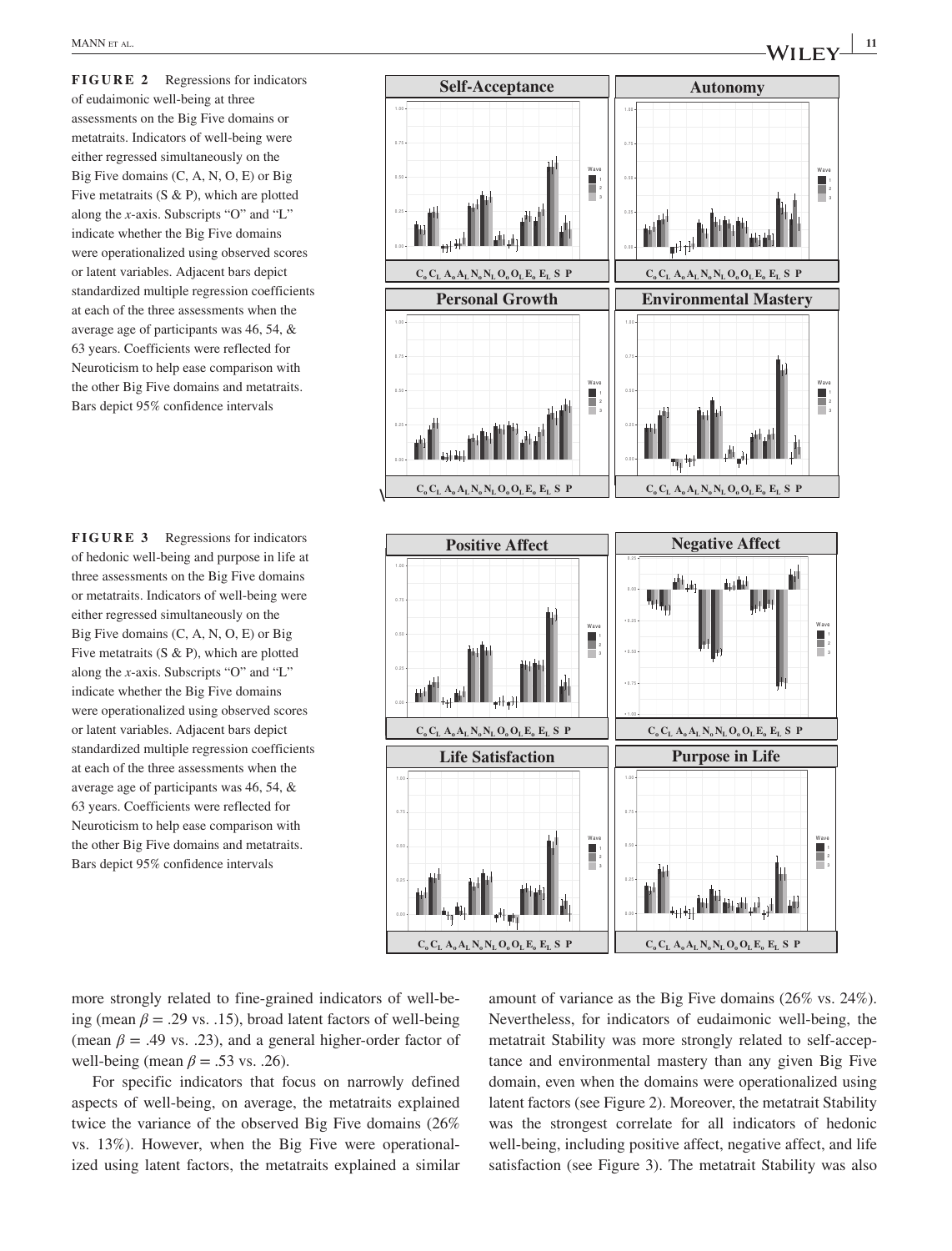**FIGURE 2** Regressions for indicators of eudaimonic well-being at three assessments on the Big Five domains or metatraits. Indicators of well-being were either regressed simultaneously on the Big Five domains (C, A, N, O, E) or Big Five metatraits (S & P), which are plotted along the *x*-axis. Subscripts "O" and "L" indicate whether the Big Five domains were operationalized using observed scores or latent variables. Adjacent bars depict standardized multiple regression coefficients at each of the three assessments when the average age of participants was 46, 54, & 63 years. Coefficients were reflected for Neuroticism to help ease comparison with the other Big Five domains and metatraits. Bars depict 95% confidence intervals

**FIGURE 3** Regressions for indicators of hedonic well-being and purpose in life at three assessments on the Big Five domains or metatraits. Indicators of well-being were either regressed simultaneously on the Big Five domains (C, A, N, O, E) or Big Five metatraits (S & P), which are plotted along the *x*-axis. Subscripts "O" and "L" indicate whether the Big Five domains were operationalized using observed scores or latent variables. Adjacent bars depict standardized multiple regression coefficients at each of the three assessments when the average age of participants was 46, 54, & 63 years. Coefficients were reflected for Neuroticism to help ease comparison with the other Big Five domains and metatraits. Bars depict 95% confidence intervals

more strongly related to fine-grained indicators of well-being (mean $\beta = .29$ vs. .15), broad latent factors of well-being (mean $\beta = .49$ vs. .23), and a general higher-order factor of well-being (mean $\beta = .53$ vs. .26).

For specific indicators that focus on narrowly defined aspects of well-being, on average, the metatraits explained twice the variance of the observed Big Five domains (26% vs. 13%). However, when the Big Five were operationalized using latent factors, the metatraits explained a similar amount of variance as the Big Five domains (26% vs. 24%). Nevertheless, for indicators of eudaimonic well-being, the metatrait Stability was more strongly related to self-acceptance and environmental mastery than any given Big Five domain, even when the domains were operationalized using latent factors (see Figure 2). Moreover, the metatrait Stability was the strongest correlate for all indicators of hedonic well-being, including positive affect, negative affect, and life satisfaction (see Figure 3). The metatrait Stability was also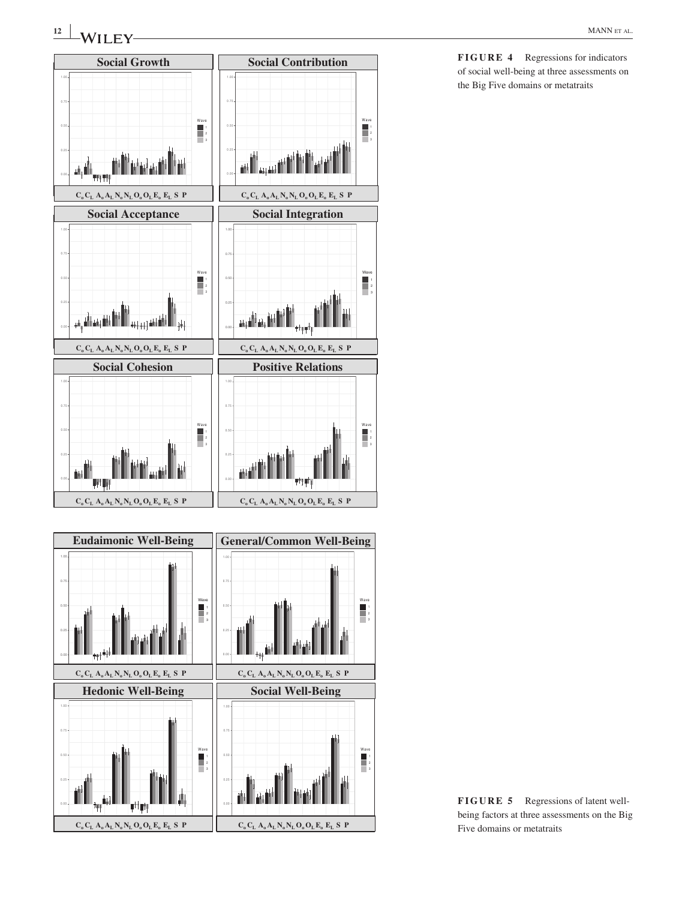**FIGURE 4** Regressions for indicators of social well-being at three assessments on the Big Five domains or metatraits

**FIGURE 5** Regressions of latent well-being factors at three assessments on the Big Five domains or metatraits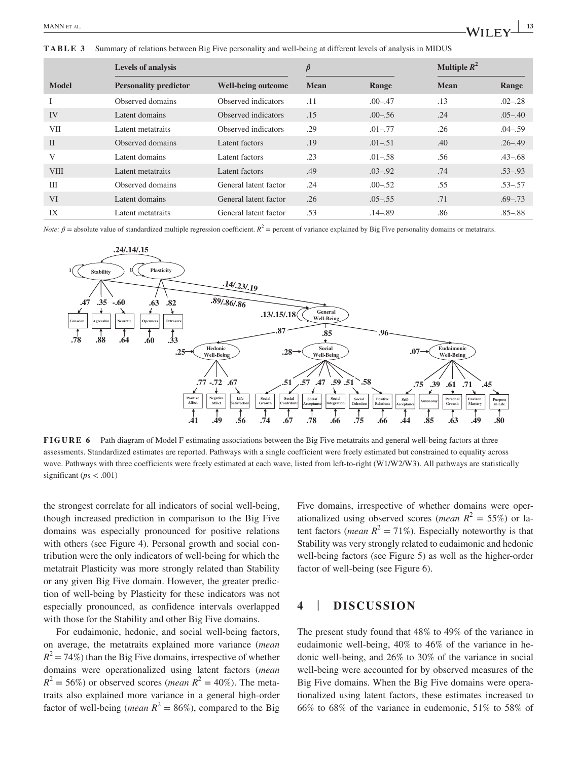**TABLE 3** Summary of relations between Big Five personality and well-being at different levels of analysis in MIDUS

| | Levels of analysis | | $\beta$ | | Multiple $R^2$ | |
|---|---|---|---|---|---|---|
| **Model** | **Personality predictor** | **Well-being outcome** | **Mean** | **Range** | **Mean** | **Range** |
| I | Observed domains | Observed indicators | .11 | .00–.47 | .13 | .02–.28 |
| IV | Latent domains | Observed indicators | .15 | .00–.56 | .24 | .05–.40 |
| VII | Latent metatraits | Observed indicators | .29 | .01–.77 | .26 | .04–.59 |
| II | Observed domains | Latent factors | .19 | .01–.51 | .40 | .26–.49 |
| V | Latent domains | Latent factors | .23 | .01–.58 | .56 | .43–.68 |
| VIII | Latent metatraits | Latent factors | .49 | .03–.92 | .74 | .53–.93 |
| III | Observed domains | General latent factor | .24 | .00–.52 | .55 | .53–.57 |
| VI | Latent domains | General latent factor | .26 | .05–.55 | .71 | .69–.73 |
| IX | Latent metatraits | General latent factor | .53 | .14–.89 | .86 | .85–.88 |

*Note:* $\beta$ = absolute value of standardized multiple regression coefficient. $R^2$ = percent of variance explained by Big Five personality domains or metatraits.

**FIGURE 6** Path diagram of Model F estimating associations between the Big Five metatraits and general well-being factors at three assessments. Standardized estimates are reported. Pathways with a single coefficient were freely estimated but constrained to equality across wave. Pathways with three coefficients were freely estimated at each wave, listed from left-to-right (W1/W2/W3). All pathways are statistically significant (*p*s < .001)

the strongest correlate for all indicators of social well-being, though increased prediction in comparison to the Big Five domains was especially pronounced for positive relations with others (see Figure 4). Personal growth and social contribution were the only indicators of well-being for which the metatrait Plasticity was more strongly related than Stability or any given Big Five domain. However, the greater prediction of well-being by Plasticity for these indicators was not especially pronounced, as confidence intervals overlapped with those for the Stability and other Big Five domains.

For eudaimonic, hedonic, and social well-being factors, on average, the metatraits explained more variance (*mean* $R^2 = 74\%$) than the Big Five domains, irrespective of whether domains were operationalized using latent factors (*mean* $R^2 = 56\%$) or observed scores (*mean* $R^2 = 40\%$). The metatraits also explained more variance in a general high-order factor of well-being (*mean* $R^2 = 86\%$), compared to the Big Five domains, irrespective of whether domains were operationalized using observed scores (*mean* $R^2 = 55\%$) or latent factors (*mean* $R^2 = 71\%$). Especially noteworthy is that Stability was very strongly related to eudaimonic and hedonic well-being factors (see Figure 5) as well as the higher-order factor of well-being (see Figure 6).

## 4 | DISCUSSION

The present study found that 48% to 49% of the variance in eudaimonic well-being, 40% to 46% of the variance in hedonic well-being, and 26% to 30% of the variance in social well-being were accounted for by observed measures of the Big Five domains. When the Big Five domains were operationalized using latent factors, these estimates increased to 66% to 68% of the variance in eudemonic, 51% to 58% of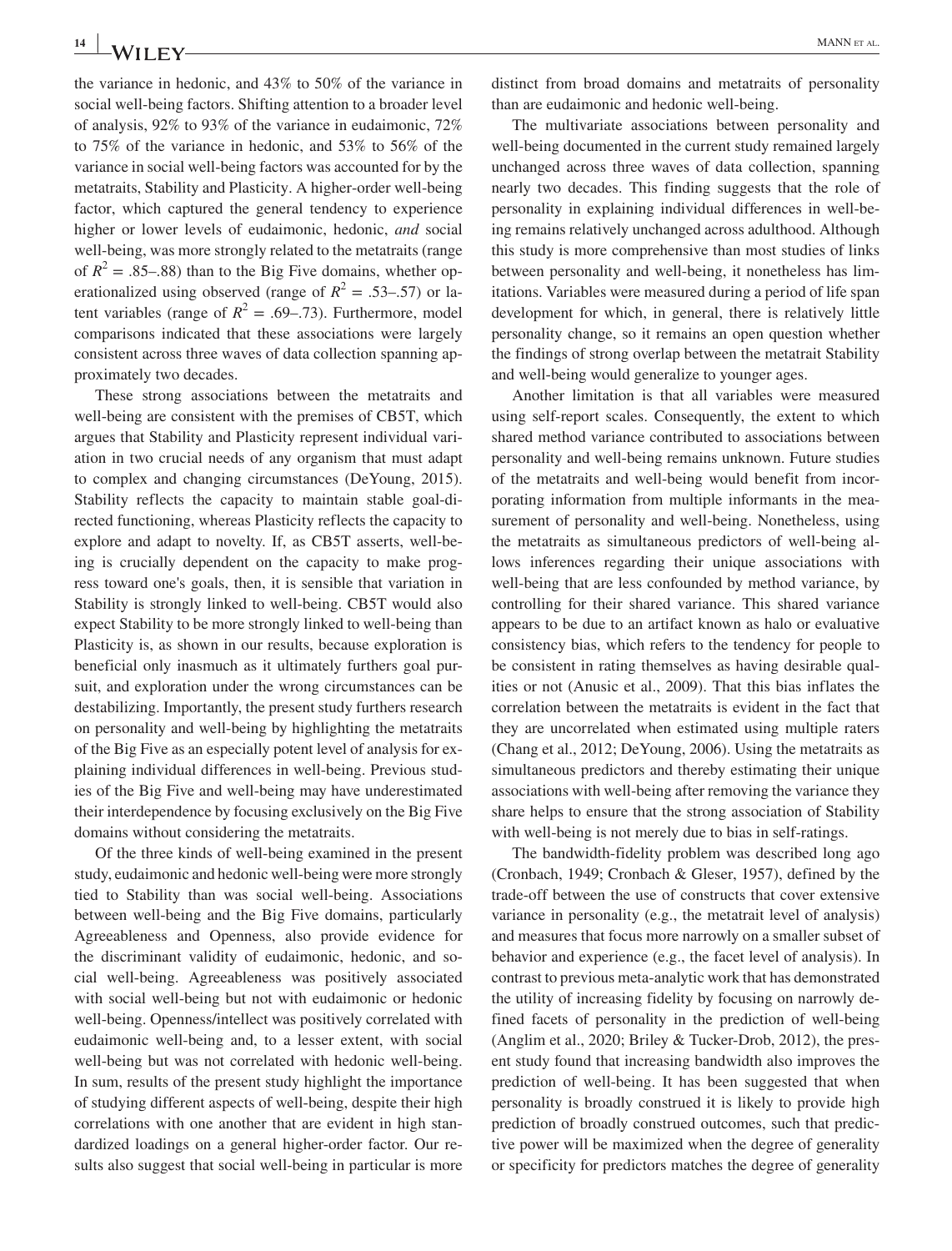the variance in hedonic, and 43% to 50% of the variance in social well-being factors. Shifting attention to a broader level of analysis, 92% to 93% of the variance in eudaimonic, 72% to 75% of the variance in hedonic, and 53% to 56% of the variance in social well-being factors was accounted for by the metatraits, Stability and Plasticity. A higher-order well-being factor, which captured the general tendency to experience higher or lower levels of eudaimonic, hedonic, *and* social well-being, was more strongly related to the metatraits (range of $R^2$ = .85–.88) than to the Big Five domains, whether operationalized using observed (range of $R^2$ = .53–.57) or latent variables (range of $R^2$ = .69–.73). Furthermore, model comparisons indicated that these associations were largely consistent across three waves of data collection spanning approximately two decades.

These strong associations between the metatraits and well-being are consistent with the premises of CB5T, which argues that Stability and Plasticity represent individual variation in two crucial needs of any organism that must adapt to complex and changing circumstances (DeYoung, 2015). Stability reflects the capacity to maintain stable goal-directed functioning, whereas Plasticity reflects the capacity to explore and adapt to novelty. If, as CB5T asserts, well-being is crucially dependent on the capacity to make progress toward one's goals, then, it is sensible that variation in Stability is strongly linked to well-being. CB5T would also expect Stability to be more strongly linked to well-being than Plasticity is, as shown in our results, because exploration is beneficial only inasmuch as it ultimately furthers goal pursuit, and exploration under the wrong circumstances can be destabilizing. Importantly, the present study furthers research on personality and well-being by highlighting the metatraits of the Big Five as an especially potent level of analysis for explaining individual differences in well-being. Previous studies of the Big Five and well-being may have underestimated their interdependence by focusing exclusively on the Big Five domains without considering the metatraits.

Of the three kinds of well-being examined in the present study, eudaimonic and hedonic well-being were more strongly tied to Stability than was social well-being. Associations between well-being and the Big Five domains, particularly Agreeableness and Openness, also provide evidence for the discriminant validity of eudaimonic, hedonic, and social well-being. Agreeableness was positively associated with social well-being but not with eudaimonic or hedonic well-being. Openness/intellect was positively correlated with eudaimonic well-being and, to a lesser extent, with social well-being but was not correlated with hedonic well-being. In sum, results of the present study highlight the importance of studying different aspects of well-being, despite their high correlations with one another that are evident in high standardized loadings on a general higher-order factor. Our results also suggest that social well-being in particular is more distinct from broad domains and metatraits of personality than are eudaimonic and hedonic well-being.

The multivariate associations between personality and well-being documented in the current study remained largely unchanged across three waves of data collection, spanning nearly two decades. This finding suggests that the role of personality in explaining individual differences in well-being remains relatively unchanged across adulthood. Although this study is more comprehensive than most studies of links between personality and well-being, it nonetheless has limitations. Variables were measured during a period of life span development for which, in general, there is relatively little personality change, so it remains an open question whether the findings of strong overlap between the metatrait Stability and well-being would generalize to younger ages.

Another limitation is that all variables were measured using self-report scales. Consequently, the extent to which shared method variance contributed to associations between personality and well-being remains unknown. Future studies of the metatraits and well-being would benefit from incorporating information from multiple informants in the measurement of personality and well-being. Nonetheless, using the metatraits as simultaneous predictors of well-being allows inferences regarding their unique associations with well-being that are less confounded by method variance, by controlling for their shared variance. This shared variance appears to be due to an artifact known as halo or evaluative consistency bias, which refers to the tendency for people to be consistent in rating themselves as having desirable qualities or not (Anusic et al., 2009). That this bias inflates the correlation between the metatraits is evident in the fact that they are uncorrelated when estimated using multiple raters (Chang et al., 2012; DeYoung, 2006). Using the metatraits as simultaneous predictors and thereby estimating their unique associations with well-being after removing the variance they share helps to ensure that the strong association of Stability with well-being is not merely due to bias in self-ratings.

The bandwidth-fidelity problem was described long ago (Cronbach, 1949; Cronbach & Gleser, 1957), defined by the trade-off between the use of constructs that cover extensive variance in personality (e.g., the metatrait level of analysis) and measures that focus more narrowly on a smaller subset of behavior and experience (e.g., the facet level of analysis). In contrast to previous meta-analytic work that has demonstrated the utility of increasing fidelity by focusing on narrowly defined facets of personality in the prediction of well-being (Anglim et al., 2020; Briley & Tucker-Drob, 2012), the present study found that increasing bandwidth also improves the prediction of well-being. It has been suggested that when personality is broadly construed it is likely to provide high prediction of broadly construed outcomes, such that predictive power will be maximized when the degree of generality or specificity for predictors matches the degree of generality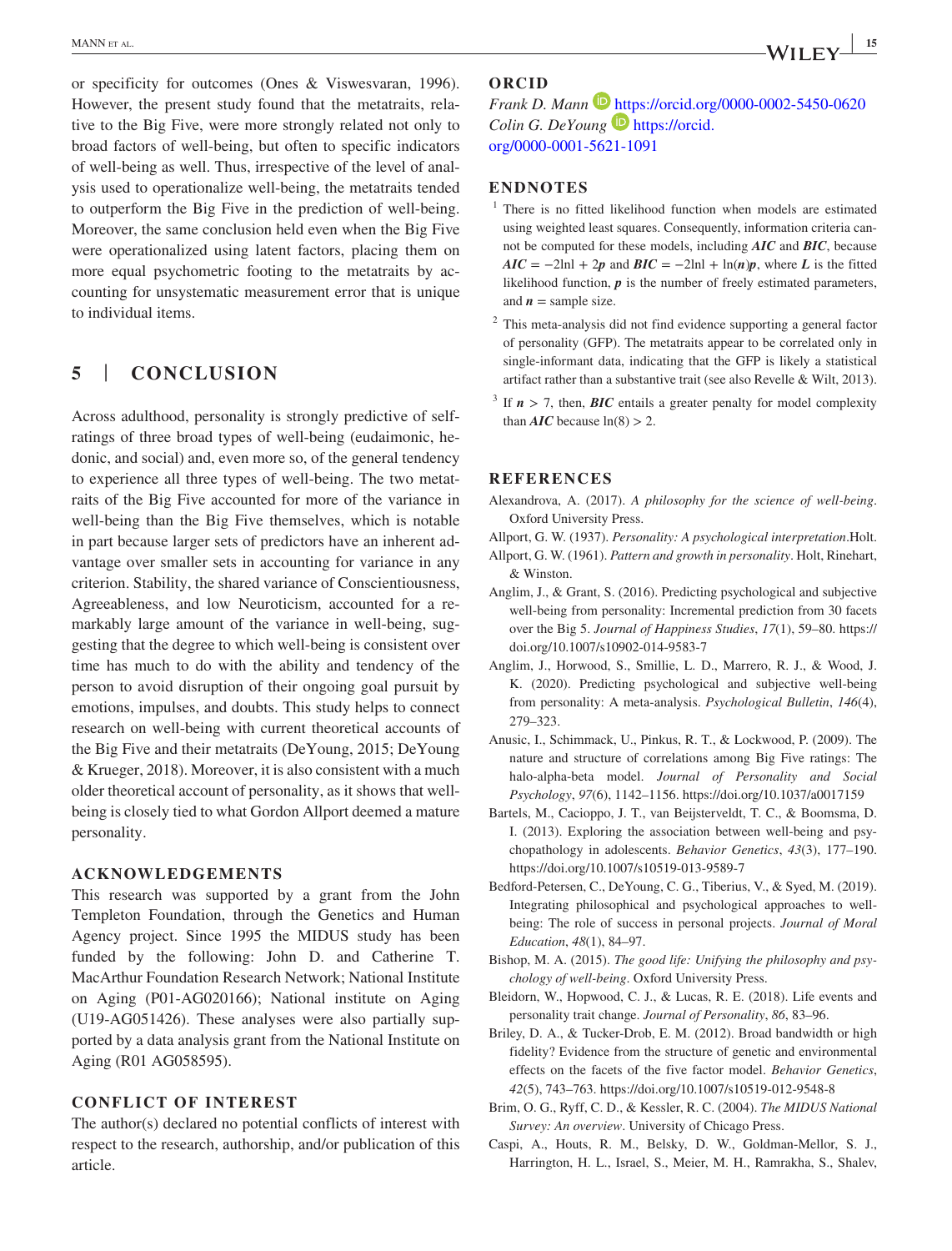or specificity for outcomes (Ones & Viswesvaran, 1996). However, the present study found that the metatraits, relative to the Big Five, were more strongly related not only to broad factors of well-being, but often to specific indicators of well-being as well. Thus, irrespective of the level of analysis used to operationalize well-being, the metatraits tended to outperform the Big Five in the prediction of well-being. Moreover, the same conclusion held even when the Big Five were operationalized using latent factors, placing them on more equal psychometric footing to the metatraits by accounting for unsystematic measurement error that is unique to individual items.

## 5 | CONCLUSION

Across adulthood, personality is strongly predictive of self-ratings of three broad types of well-being (eudaimonic, hedonic, and social) and, even more so, of the general tendency to experience all three types of well-being. The two metatraits of the Big Five accounted for more of the variance in well-being than the Big Five themselves, which is notable in part because larger sets of predictors have an inherent advantage over smaller sets in accounting for variance in any criterion. Stability, the shared variance of Conscientiousness, Agreeableness, and low Neuroticism, accounted for a remarkably large amount of the variance in well-being, suggesting that the degree to which well-being is consistent over time has much to do with the ability and tendency of the person to avoid disruption of their ongoing goal pursuit by emotions, impulses, and doubts. This study helps to connect research on well-being with current theoretical accounts of the Big Five and their metatraits (DeYoung, 2015; DeYoung & Krueger, 2018). Moreover, it is also consistent with a much older theoretical account of personality, as it shows that well-being is closely tied to what Gordon Allport deemed a mature personality.

### ACKNOWLEDGEMENTS

This research was supported by a grant from the John Templeton Foundation, through the Genetics and Human Agency project. Since 1995 the MIDUS study has been funded by the following: John D. and Catherine T. MacArthur Foundation Research Network; National Institute on Aging (P01-AG020166); National institute on Aging (U19-AG051426). These analyses were also partially supported by a data analysis grant from the National Institute on Aging (R01 AG058595).

### CONFLICT OF INTEREST

The author(s) declared no potential conflicts of interest with respect to the research, authorship, and/or publication of this article.

### ORCID

*Frank D. Mann* https://orcid.org/0000-0002-5450-0620
*Colin G. DeYoung* https://orcid.org/0000-0001-5621-1091

### ENDNOTES

[1] There is no fitted likelihood function when models are estimated using weighted least squares. Consequently, information criteria cannot be computed for these models, including ***AIC*** and ***BIC***, because $AIC = -2\ln l + 2p$ and $BIC = -2\ln l + \ln(n)p$, where $L$ is the fitted likelihood function, $p$ is the number of freely estimated parameters, and $n$ = sample size.

[2] This meta-analysis did not find evidence supporting a general factor of personality (GFP). The metatraits appear to be correlated only in single-informant data, indicating that the GFP is likely a statistical artifact rather than a substantive trait (see also Revelle & Wilt, 2013).

[3] If $n > 7$, then, ***BIC*** entails a greater penalty for model complexity than ***AIC*** because $\ln(8) > 2$.

### REFERENCES

Alexandrova, A. (2017). *A philosophy for the science of well-being*. Oxford University Press.

Allport, G. W. (1937). *Personality: A psychological interpretation*.Holt.

Allport, G. W. (1961). *Pattern and growth in personality*. Holt, Rinehart, & Winston.

Anglim, J., & Grant, S. (2016). Predicting psychological and subjective well-being from personality: Incremental prediction from 30 facets over the Big 5. *Journal of Happiness Studies*, *17*(1), 59–80. https://doi.org/10.1007/s10902-014-9583-7

Anglim, J., Horwood, S., Smillie, L. D., Marrero, R. J., & Wood, J. K. (2020). Predicting psychological and subjective well-being from personality: A meta-analysis. *Psychological Bulletin*, *146*(4), 279–323.

Anusic, I., Schimmack, U., Pinkus, R. T., & Lockwood, P. (2009). The nature and structure of correlations among Big Five ratings: The halo-alpha-beta model. *Journal of Personality and Social Psychology*, *97*(6), 1142–1156. https://doi.org/10.1037/a0017159

Bartels, M., Cacioppo, J. T., van Beijsterveldt, T. C., & Boomsma, D. I. (2013). Exploring the association between well-being and psychopathology in adolescents. *Behavior Genetics*, *43*(3), 177–190. https://doi.org/10.1007/s10519-013-9589-7

Bedford-Petersen, C., DeYoung, C. G., Tiberius, V., & Syed, M. (2019). Integrating philosophical and psychological approaches to well-being: The role of success in personal projects. *Journal of Moral Education*, *48*(1), 84–97.

Bishop, M. A. (2015). *The good life: Unifying the philosophy and psychology of well-being*. Oxford University Press.

Bleidorn, W., Hopwood, C. J., & Lucas, R. E. (2018). Life events and personality trait change. *Journal of Personality*, *86*, 83–96.

Briley, D. A., & Tucker-Drob, E. M. (2012). Broad bandwidth or high fidelity? Evidence from the structure of genetic and environmental effects on the facets of the five factor model. *Behavior Genetics*, *42*(5), 743–763. https://doi.org/10.1007/s10519-012-9548-8

Brim, O. G., Ryff, C. D., & Kessler, R. C. (2004). *The MIDUS National Survey: An overview*. University of Chicago Press.

Caspi, A., Houts, R. M., Belsky, D. W., Goldman-Mellor, S. J., Harrington, H. L., Israel, S., Meier, M. H., Ramrakha, S., Shalev,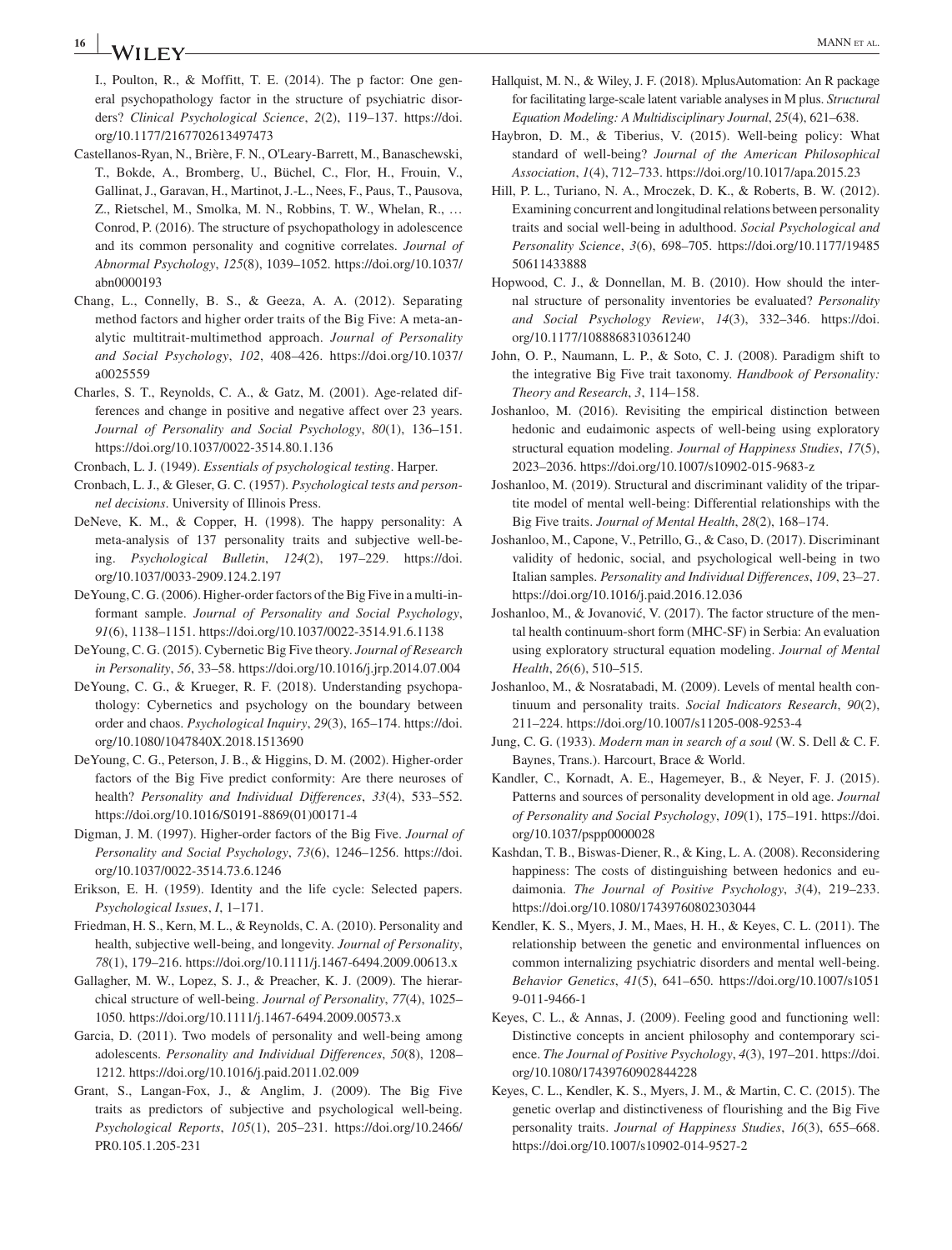I., Poulton, R., & Moffitt, T. E. (2014). The p factor: One general psychopathology factor in the structure of psychiatric disorders? *Clinical Psychological Science*, *2*(2), 119–137. https://doi.org/10.1177/2167702613497473

Castellanos-Ryan, N., Brière, F. N., O'Leary-Barrett, M., Banaschewski, T., Bokde, A., Bromberg, U., Büchel, C., Flor, H., Frouin, V., Gallinat, J., Garavan, H., Martinot, J.-L., Nees, F., Paus, T., Pausova, Z., Rietschel, M., Smolka, M. N., Robbins, T. W., Whelan, R., … Conrod, P. (2016). The structure of psychopathology in adolescence and its common personality and cognitive correlates. *Journal of Abnormal Psychology*, *125*(8), 1039–1052. https://doi.org/10.1037/abn0000193

Chang, L., Connelly, B. S., & Geeza, A. A. (2012). Separating method factors and higher order traits of the Big Five: A meta-analytic multitrait-multimethod approach. *Journal of Personality and Social Psychology*, *102*, 408–426. https://doi.org/10.1037/a0025559

Charles, S. T., Reynolds, C. A., & Gatz, M. (2001). Age-related differences and change in positive and negative affect over 23 years. *Journal of Personality and Social Psychology*, *80*(1), 136–151. https://doi.org/10.1037/0022-3514.80.1.136

Cronbach, L. J. (1949). *Essentials of psychological testing*. Harper.

Cronbach, L. J., & Gleser, G. C. (1957). *Psychological tests and personnel decisions*. University of Illinois Press.

DeNeve, K. M., & Copper, H. (1998). The happy personality: A meta-analysis of 137 personality traits and subjective well-being. *Psychological Bulletin*, *124*(2), 197–229. https://doi.org/10.1037/0033-2909.124.2.197

DeYoung, C. G. (2006). Higher-order factors of the Big Five in a multi-informant sample. *Journal of Personality and Social Psychology*, *91*(6), 1138–1151. https://doi.org/10.1037/0022-3514.91.6.1138

DeYoung, C. G. (2015). Cybernetic Big Five theory. *Journal of Research in Personality*, *56*, 33–58. https://doi.org/10.1016/j.jrp.2014.07.004

DeYoung, C. G., & Krueger, R. F. (2018). Understanding psychopathology: Cybernetics and psychology on the boundary between order and chaos. *Psychological Inquiry*, *29*(3), 165–174. https://doi.org/10.1080/1047840X.2018.1513690

DeYoung, C. G., Peterson, J. B., & Higgins, D. M. (2002). Higher-order factors of the Big Five predict conformity: Are there neuroses of health? *Personality and Individual Differences*, *33*(4), 533–552. https://doi.org/10.1016/S0191-8869(01)00171-4

Digman, J. M. (1997). Higher-order factors of the Big Five. *Journal of Personality and Social Psychology*, *73*(6), 1246–1256. https://doi.org/10.1037/0022-3514.73.6.1246

Erikson, E. H. (1959). Identity and the life cycle: Selected papers. *Psychological Issues*, *I*, 1–171.

Friedman, H. S., Kern, M. L., & Reynolds, C. A. (2010). Personality and health, subjective well-being, and longevity. *Journal of Personality*, *78*(1), 179–216. https://doi.org/10.1111/j.1467-6494.2009.00613.x

Gallagher, M. W., Lopez, S. J., & Preacher, K. J. (2009). The hierarchical structure of well-being. *Journal of Personality*, *77*(4), 1025–1050. https://doi.org/10.1111/j.1467-6494.2009.00573.x

Garcia, D. (2011). Two models of personality and well-being among adolescents. *Personality and Individual Differences*, *50*(8), 1208–1212. https://doi.org/10.1016/j.paid.2011.02.009

Grant, S., Langan-Fox, J., & Anglim, J. (2009). The Big Five traits as predictors of subjective and psychological well-being. *Psychological Reports*, *105*(1), 205–231. https://doi.org/10.2466/PR0.105.1.205-231

Hallquist, M. N., & Wiley, J. F. (2018). MplusAutomation: An R package for facilitating large-scale latent variable analyses in M plus. *Structural Equation Modeling: A Multidisciplinary Journal*, *25*(4), 621–638.

Haybron, D. M., & Tiberius, V. (2015). Well-being policy: What standard of well-being? *Journal of the American Philosophical Association*, *1*(4), 712–733. https://doi.org/10.1017/apa.2015.23

Hill, P. L., Turiano, N. A., Mroczek, D. K., & Roberts, B. W. (2012). Examining concurrent and longitudinal relations between personality traits and social well-being in adulthood. *Social Psychological and Personality Science*, *3*(6), 698–705. https://doi.org/10.1177/1948550611433888

Hopwood, C. J., & Donnellan, M. B. (2010). How should the internal structure of personality inventories be evaluated? *Personality and Social Psychology Review*, *14*(3), 332–346. https://doi.org/10.1177/1088868310361240

John, O. P., Naumann, L. P., & Soto, C. J. (2008). Paradigm shift to the integrative Big Five trait taxonomy. *Handbook of Personality: Theory and Research*, *3*, 114–158.

Joshanloo, M. (2016). Revisiting the empirical distinction between hedonic and eudaimonic aspects of well-being using exploratory structural equation modeling. *Journal of Happiness Studies*, *17*(5), 2023–2036. https://doi.org/10.1007/s10902-015-9683-z

Joshanloo, M. (2019). Structural and discriminant validity of the tripartite model of mental well-being: Differential relationships with the Big Five traits. *Journal of Mental Health*, *28*(2), 168–174.

Joshanloo, M., Capone, V., Petrillo, G., & Caso, D. (2017). Discriminant validity of hedonic, social, and psychological well-being in two Italian samples. *Personality and Individual Differences*, *109*, 23–27. https://doi.org/10.1016/j.paid.2016.12.036

Joshanloo, M., & Jovanović, V. (2017). The factor structure of the mental health continuum-short form (MHC-SF) in Serbia: An evaluation using exploratory structural equation modeling. *Journal of Mental Health*, *26*(6), 510–515.

Joshanloo, M., & Nosratabadi, M. (2009). Levels of mental health continuum and personality traits. *Social Indicators Research*, *90*(2), 211–224. https://doi.org/10.1007/s11205-008-9253-4

Jung, C. G. (1933). *Modern man in search of a soul* (W. S. Dell & C. F. Baynes, Trans.). Harcourt, Brace & World.

Kandler, C., Kornadt, A. E., Hagemeyer, B., & Neyer, F. J. (2015). Patterns and sources of personality development in old age. *Journal of Personality and Social Psychology*, *109*(1), 175–191. https://doi.org/10.1037/pspp0000028

Kashdan, T. B., Biswas-Diener, R., & King, L. A. (2008). Reconsidering happiness: The costs of distinguishing between hedonics and eudaimonia. *The Journal of Positive Psychology*, *3*(4), 219–233. https://doi.org/10.1080/17439760802303044

Kendler, K. S., Myers, J. M., Maes, H. H., & Keyes, C. L. (2011). The relationship between the genetic and environmental influences on common internalizing psychiatric disorders and mental well-being. *Behavior Genetics*, *41*(5), 641–650. https://doi.org/10.1007/s10519-011-9466-1

Keyes, C. L., & Annas, J. (2009). Feeling good and functioning well: Distinctive concepts in ancient philosophy and contemporary science. *The Journal of Positive Psychology*, *4*(3), 197–201. https://doi.org/10.1080/17439760902844228

Keyes, C. L., Kendler, K. S., Myers, J. M., & Martin, C. C. (2015). The genetic overlap and distinctiveness of flourishing and the Big Five personality traits. *Journal of Happiness Studies*, *16*(3), 655–668. https://doi.org/10.1007/s10902-014-9527-2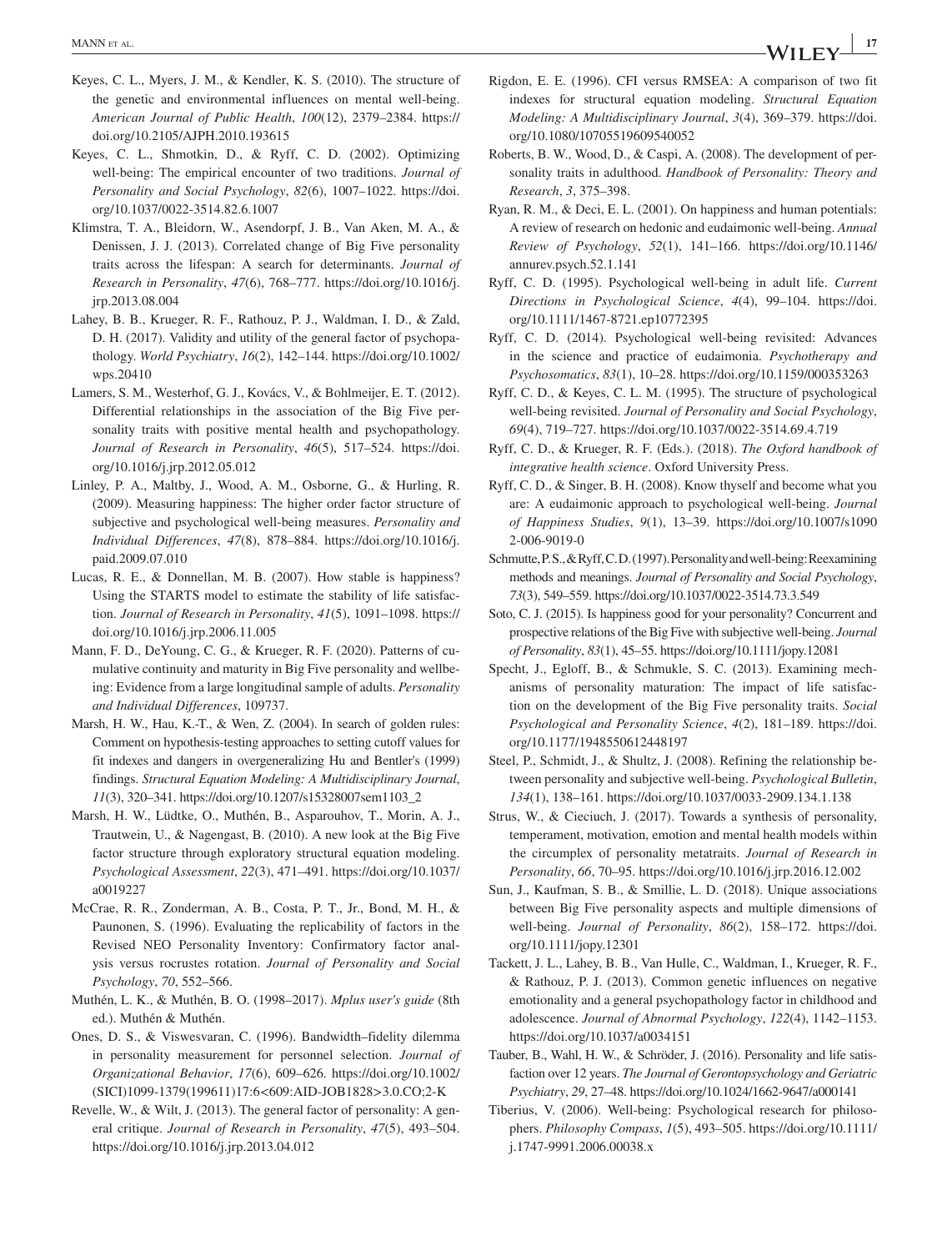Keyes, C. L., Myers, J. M., & Kendler, K. S. (2010). The structure of the genetic and environmental influences on mental well-being. *American Journal of Public Health*, *100*(12), 2379–2384. https://doi.org/10.2105/AJPH.2010.193615

Keyes, C. L., Shmotkin, D., & Ryff, C. D. (2002). Optimizing well-being: The empirical encounter of two traditions. *Journal of Personality and Social Psychology*, *82*(6), 1007–1022. https://doi.org/10.1037/0022-3514.82.6.1007

Klimstra, T. A., Bleidorn, W., Asendorpf, J. B., Van Aken, M. A., & Denissen, J. J. (2013). Correlated change of Big Five personality traits across the lifespan: A search for determinants. *Journal of Research in Personality*, *47*(6), 768–777. https://doi.org/10.1016/j.jrp.2013.08.004

Lahey, B. B., Krueger, R. F., Rathouz, P. J., Waldman, I. D., & Zald, D. H. (2017). Validity and utility of the general factor of psychopathology. *World Psychiatry*, *16*(2), 142–144. https://doi.org/10.1002/wps.20410

Lamers, S. M., Westerhof, G. J., Kovács, V., & Bohlmeijer, E. T. (2012). Differential relationships in the association of the Big Five personality traits with positive mental health and psychopathology. *Journal of Research in Personality*, *46*(5), 517–524. https://doi.org/10.1016/j.jrp.2012.05.012

Linley, P. A., Maltby, J., Wood, A. M., Osborne, G., & Hurling, R. (2009). Measuring happiness: The higher order factor structure of subjective and psychological well-being measures. *Personality and Individual Differences*, *47*(8), 878–884. https://doi.org/10.1016/j.paid.2009.07.010

Lucas, R. E., & Donnellan, M. B. (2007). How stable is happiness? Using the STARTS model to estimate the stability of life satisfaction. *Journal of Research in Personality*, *41*(5), 1091–1098. https://doi.org/10.1016/j.jrp.2006.11.005

Mann, F. D., DeYoung, C. G., & Krueger, R. F. (2020). Patterns of cumulative continuity and maturity in Big Five personality and wellbeing: Evidence from a large longitudinal sample of adults. *Personality and Individual Differences*, 109737.

Marsh, H. W., Hau, K.-T., & Wen, Z. (2004). In search of golden rules: Comment on hypothesis-testing approaches to setting cutoff values for fit indexes and dangers in overgeneralizing Hu and Bentler's (1999) findings. *Structural Equation Modeling: A Multidisciplinary Journal*, *11*(3), 320–341. https://doi.org/10.1207/s15328007sem1103_2

Marsh, H. W., Lüdtke, O., Muthén, B., Asparouhov, T., Morin, A. J., Trautwein, U., & Nagengast, B. (2010). A new look at the Big Five factor structure through exploratory structural equation modeling. *Psychological Assessment*, *22*(3), 471–491. https://doi.org/10.1037/a0019227

McCrae, R. R., Zonderman, A. B., Costa, P. T., Jr., Bond, M. H., & Paunonen, S. (1996). Evaluating the replicability of factors in the Revised NEO Personality Inventory: Confirmatory factor analysis versus rocrustes rotation. *Journal of Personality and Social Psychology*, *70*, 552–566.

Muthén, L. K., & Muthén, B. O. (1998–2017). *Mplus user's guide* (8th ed.). Muthén & Muthén.

Ones, D. S., & Viswesvaran, C. (1996). Bandwidth–fidelity dilemma in personality measurement for personnel selection. *Journal of Organizational Behavior*, *17*(6), 609–626. https://doi.org/10.1002/(SICI)1099-1379(199611)17:6<609:AID-JOB1828>3.0.CO;2-K

Revelle, W., & Wilt, J. (2013). The general factor of personality: A general critique. *Journal of Research in Personality*, *47*(5), 493–504. https://doi.org/10.1016/j.jrp.2013.04.012

Rigdon, E. E. (1996). CFI versus RMSEA: A comparison of two fit indexes for structural equation modeling. *Structural Equation Modeling: A Multidisciplinary Journal*, *3*(4), 369–379. https://doi.org/10.1080/10705519609540052

Roberts, B. W., Wood, D., & Caspi, A. (2008). The development of personality traits in adulthood. *Handbook of Personality: Theory and Research*, *3*, 375–398.

Ryan, R. M., & Deci, E. L. (2001). On happiness and human potentials: A review of research on hedonic and eudaimonic well-being. *Annual Review of Psychology*, *52*(1), 141–166. https://doi.org/10.1146/annurev.psych.52.1.141

Ryff, C. D. (1995). Psychological well-being in adult life. *Current Directions in Psychological Science*, *4*(4), 99–104. https://doi.org/10.1111/1467-8721.ep10772395

Ryff, C. D. (2014). Psychological well-being revisited: Advances in the science and practice of eudaimonia. *Psychotherapy and Psychosomatics*, *83*(1), 10–28. https://doi.org/10.1159/000353263

Ryff, C. D., & Keyes, C. L. M. (1995). The structure of psychological well-being revisited. *Journal of Personality and Social Psychology*, *69*(4), 719–727. https://doi.org/10.1037/0022-3514.69.4.719

Ryff, C. D., & Krueger, R. F. (Eds.). (2018). *The Oxford handbook of integrative health science*. Oxford University Press.

Ryff, C. D., & Singer, B. H. (2008). Know thyself and become what you are: A eudaimonic approach to psychological well-being. *Journal of Happiness Studies*, *9*(1), 13–39. https://doi.org/10.1007/s10902-006-9019-0

Schmutte, P. S., & Ryff, C. D. (1997). Personality and well-being: Reexamining methods and meanings. *Journal of Personality and Social Psychology*, *73*(3), 549–559. https://doi.org/10.1037/0022-3514.73.3.549

Soto, C. J. (2015). Is happiness good for your personality? Concurrent and prospective relations of the Big Five with subjective well-being. *Journal of Personality*, *83*(1), 45–55. https://doi.org/10.1111/jopy.12081

Specht, J., Egloff, B., & Schmukle, S. C. (2013). Examining mechanisms of personality maturation: The impact of life satisfaction on the development of the Big Five personality traits. *Social Psychological and Personality Science*, *4*(2), 181–189. https://doi.org/10.1177/1948550612448197

Steel, P., Schmidt, J., & Shultz, J. (2008). Refining the relationship between personality and subjective well-being. *Psychological Bulletin*, *134*(1), 138–161. https://doi.org/10.1037/0033-2909.134.1.138

Strus, W., & Cieciuch, J. (2017). Towards a synthesis of personality, temperament, motivation, emotion and mental health models within the circumplex of personality metatraits. *Journal of Research in Personality*, *66*, 70–95. https://doi.org/10.1016/j.jrp.2016.12.002

Sun, J., Kaufman, S. B., & Smillie, L. D. (2018). Unique associations between Big Five personality aspects and multiple dimensions of well-being. *Journal of Personality*, *86*(2), 158–172. https://doi.org/10.1111/jopy.12301

Tackett, J. L., Lahey, B. B., Van Hulle, C., Waldman, I., Krueger, R. F., & Rathouz, P. J. (2013). Common genetic influences on negative emotionality and a general psychopathology factor in childhood and adolescence. *Journal of Abnormal Psychology*, *122*(4), 1142–1153. https://doi.org/10.1037/a0034151

Tauber, B., Wahl, H. W., & Schröder, J. (2016). Personality and life satisfaction over 12 years. *The Journal of Gerontopsychology and Geriatric Psychiatry*, *29*, 27–48. https://doi.org/10.1024/1662-9647/a000141

Tiberius, V. (2006). Well-being: Psychological research for philosophers. *Philosophy Compass*, *1*(5), 493–505. https://doi.org/10.1111/j.1747-9991.2006.00038.x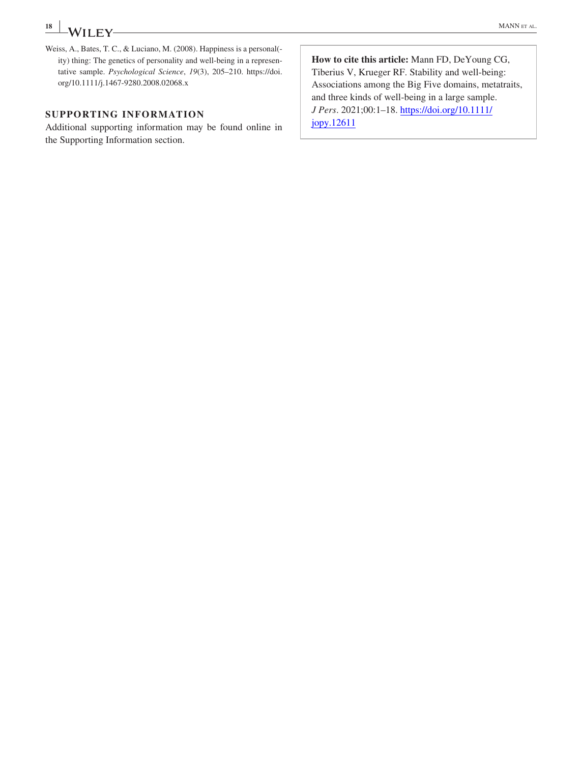Weiss, A., Bates, T. C., & Luciano, M. (2008). Happiness is a personal(ity) thing: The genetics of personality and well-being in a representative sample. *Psychological Science*, *19*(3), 205–210. https://doi.org/10.1111/j.1467-9280.2008.02068.x

## SUPPORTING INFORMATION

Additional supporting information may be found online in the Supporting Information section.

**How to cite this article:** Mann FD, DeYoung CG, Tiberius V, Krueger RF. Stability and well-being: Associations among the Big Five domains, metatraits, and three kinds of well-being in a large sample. *J Pers*. 2021;00:1–18. https://doi.org/10.1111/jopy.12611